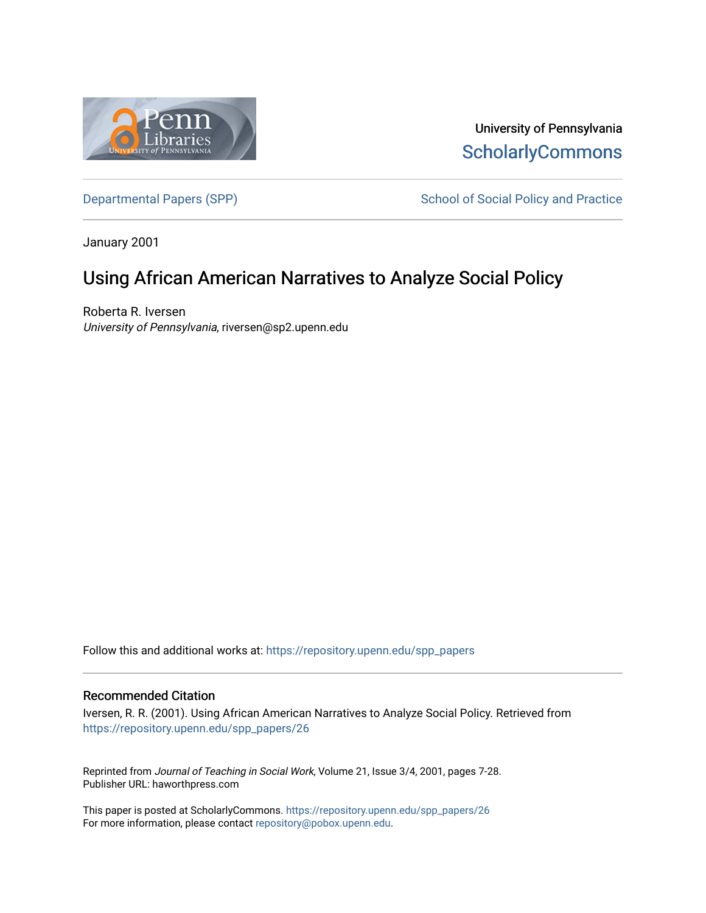University of Pennsylvania
ScholarlyCommons

Departmental Papers (SPP) | School of Social Policy and Practice

January 2001

# Using African American Narratives to Analyze Social Policy

Roberta R. Iversen
*University of Pennsylvania*, riversen@sp2.upenn.edu

Follow this and additional works at: https://repository.upenn.edu/spp_papers

## Recommended Citation

Iversen, R. R. (2001). Using African American Narratives to Analyze Social Policy. Retrieved from https://repository.upenn.edu/spp_papers/26

Reprinted from *Journal of Teaching in Social Work*, Volume 21, Issue 3/4, 2001, pages 7-28.
Publisher URL: haworthpress.com

This paper is posted at ScholarlyCommons. https://repository.upenn.edu/spp_papers/26
For more information, please contact repository@pobox.upenn.edu.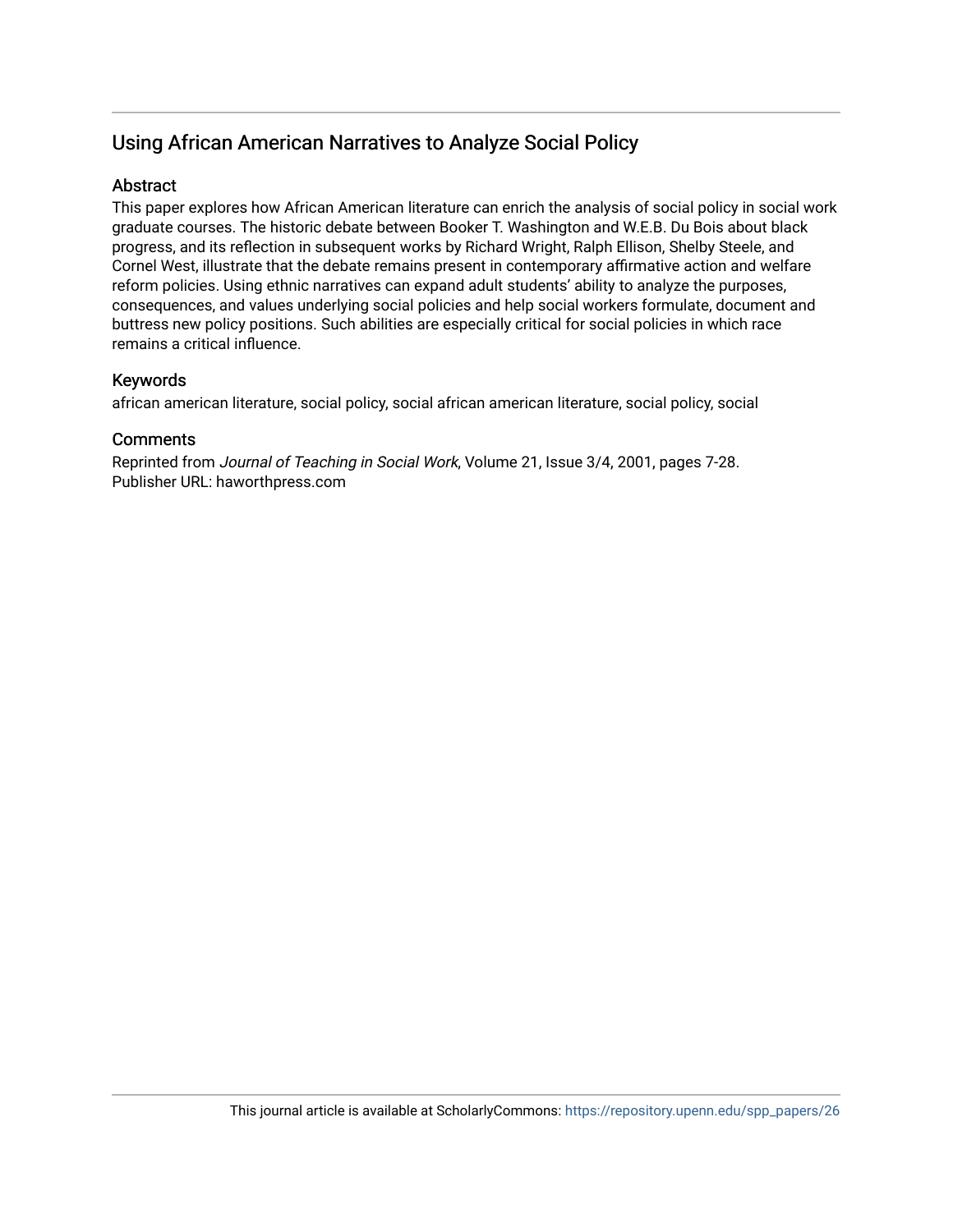## Using African American Narratives to Analyze Social Policy

### Abstract

This paper explores how African American literature can enrich the analysis of social policy in social work graduate courses. The historic debate between Booker T. Washington and W.E.B. Du Bois about black progress, and its reflection in subsequent works by Richard Wright, Ralph Ellison, Shelby Steele, and Cornel West, illustrate that the debate remains present in contemporary affirmative action and welfare reform policies. Using ethnic narratives can expand adult students' ability to analyze the purposes, consequences, and values underlying social policies and help social workers formulate, document and buttress new policy positions. Such abilities are especially critical for social policies in which race remains a critical influence.

### Keywords

african american literature, social policy, social african american literature, social policy, social

### Comments

Reprinted from *Journal of Teaching in Social Work*, Volume 21, Issue 3/4, 2001, pages 7-28.
Publisher URL: haworthpress.com

This journal article is available at ScholarlyCommons: https://repository.upenn.edu/spp_papers/26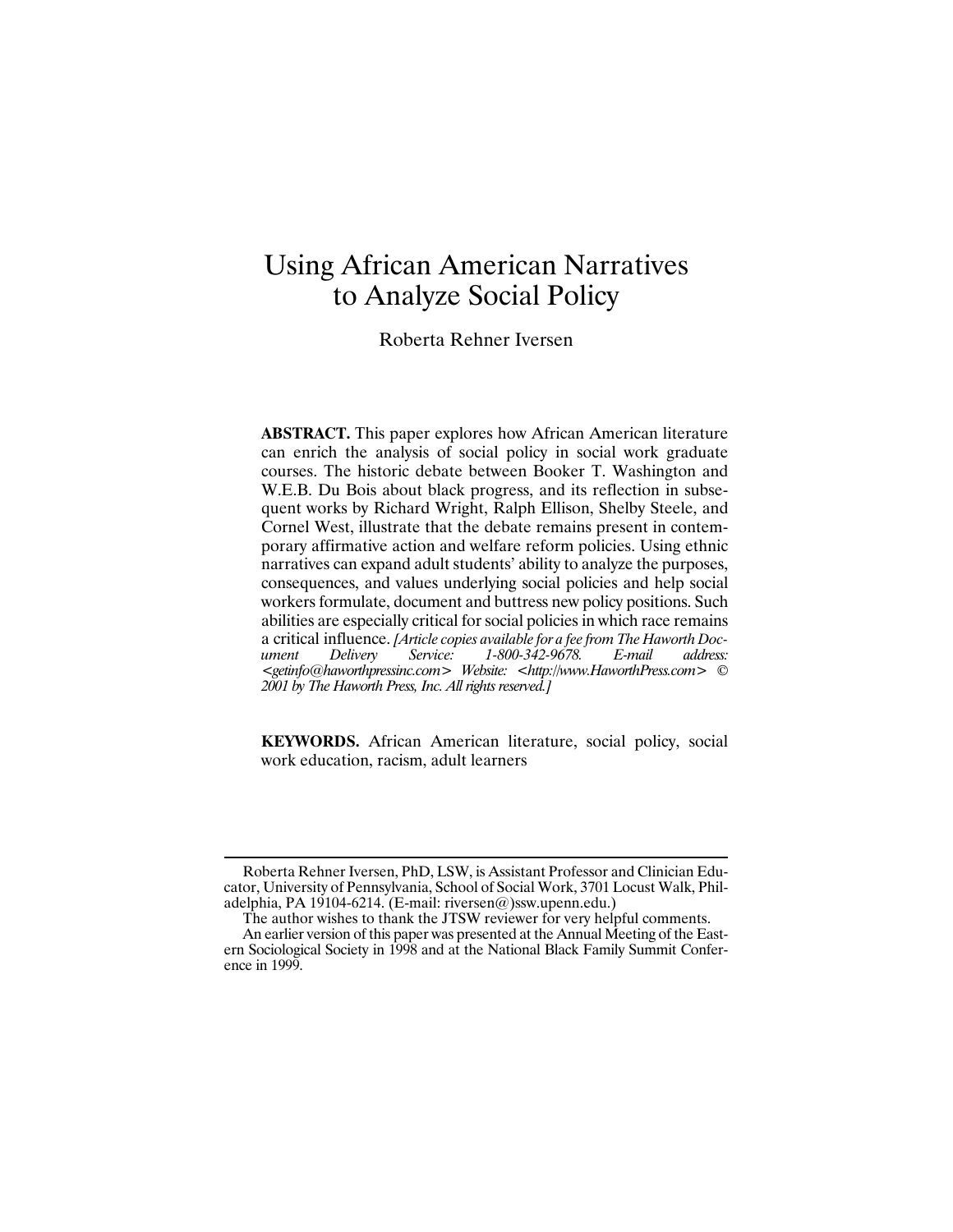# Using African American Narratives to Analyze Social Policy

Roberta Rehner Iversen

**ABSTRACT.** This paper explores how African American literature can enrich the analysis of social policy in social work graduate courses. The historic debate between Booker T. Washington and W.E.B. Du Bois about black progress, and its reflection in subsequent works by Richard Wright, Ralph Ellison, Shelby Steele, and Cornel West, illustrate that the debate remains present in contemporary affirmative action and welfare reform policies. Using ethnic narratives can expand adult students' ability to analyze the purposes, consequences, and values underlying social policies and help social workers formulate, document and buttress new policy positions. Such abilities are especially critical for social policies in which race remains a critical influence. *[Article copies available for a fee from The Haworth Document Delivery Service: 1-800-342-9678. E-mail address: <getinfo@haworthpressinc.com> Website: <http://www.HaworthPress.com> © 2001 by The Haworth Press, Inc. All rights reserved.]*

**KEYWORDS.** African American literature, social policy, social work education, racism, adult learners

---

Roberta Rehner Iversen, PhD, LSW, is Assistant Professor and Clinician Educator, University of Pennsylvania, School of Social Work, 3701 Locust Walk, Philadelphia, PA 19104-6214. (E-mail: riversen@)ssw.upenn.edu.)

The author wishes to thank the JTSW reviewer for very helpful comments.

An earlier version of this paper was presented at the Annual Meeting of the Eastern Sociological Society in 1998 and at the National Black Family Summit Conference in 1999.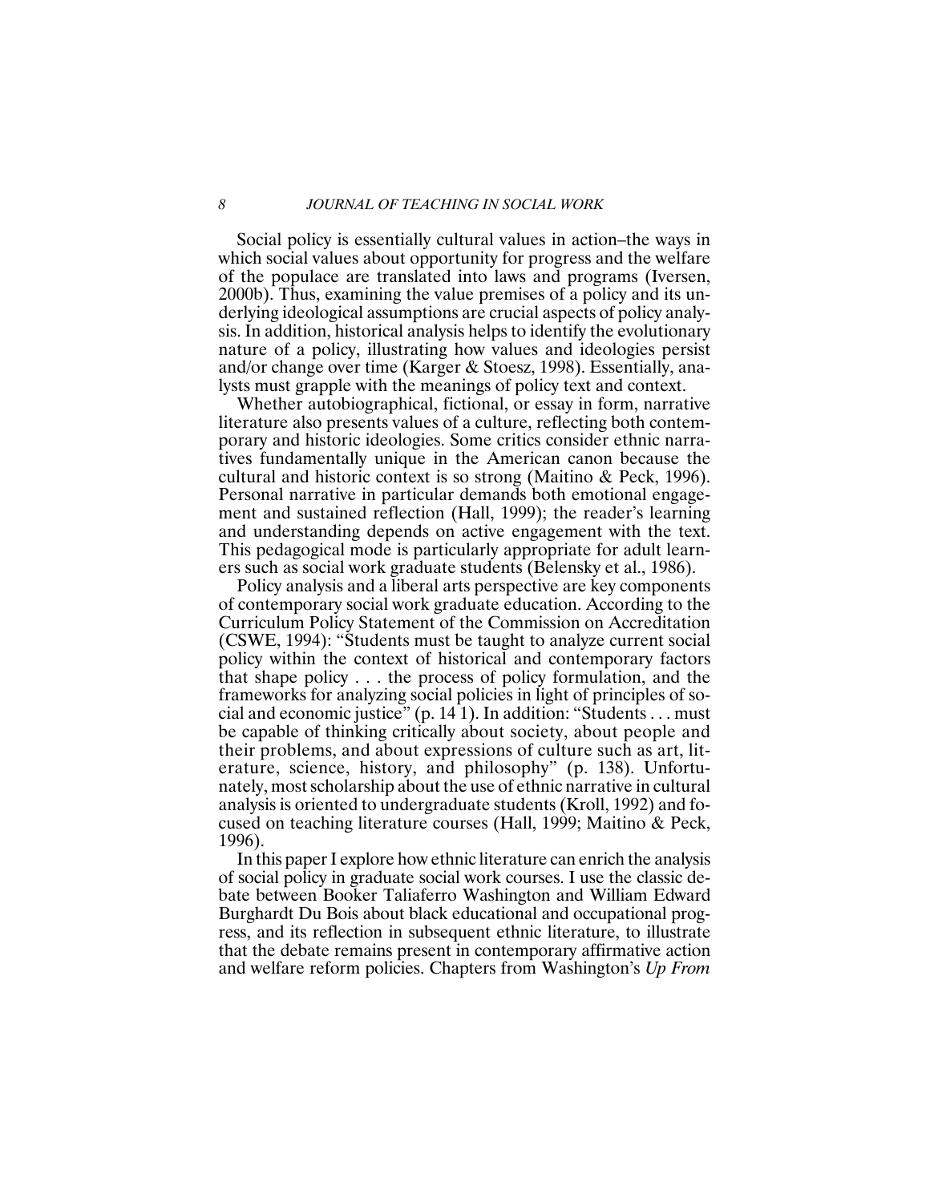Social policy is essentially cultural values in action–the ways in which social values about opportunity for progress and the welfare of the populace are translated into laws and programs (Iversen, 2000b). Thus, examining the value premises of a policy and its underlying ideological assumptions are crucial aspects of policy analysis. In addition, historical analysis helps to identify the evolutionary nature of a policy, illustrating how values and ideologies persist and/or change over time (Karger & Stoesz, 1998). Essentially, analysts must grapple with the meanings of policy text and context.

Whether autobiographical, fictional, or essay in form, narrative literature also presents values of a culture, reflecting both contemporary and historic ideologies. Some critics consider ethnic narratives fundamentally unique in the American canon because the cultural and historic context is so strong (Maitino & Peck, 1996). Personal narrative in particular demands both emotional engagement and sustained reflection (Hall, 1999); the reader's learning and understanding depends on active engagement with the text. This pedagogical mode is particularly appropriate for adult learners such as social work graduate students (Belensky et al., 1986).

Policy analysis and a liberal arts perspective are key components of contemporary social work graduate education. According to the Curriculum Policy Statement of the Commission on Accreditation (CSWE, 1994): "Students must be taught to analyze current social policy within the context of historical and contemporary factors that shape policy . . . the process of policy formulation, and the frameworks for analyzing social policies in light of principles of social and economic justice" (p. 14 1). In addition: "Students . . . must be capable of thinking critically about society, about people and their problems, and about expressions of culture such as art, literature, science, history, and philosophy" (p. 138). Unfortunately, most scholarship about the use of ethnic narrative in cultural analysis is oriented to undergraduate students (Kroll, 1992) and focused on teaching literature courses (Hall, 1999; Maitino & Peck, 1996).

In this paper I explore how ethnic literature can enrich the analysis of social policy in graduate social work courses. I use the classic debate between Booker Taliaferro Washington and William Edward Burghardt Du Bois about black educational and occupational progress, and its reflection in subsequent ethnic literature, to illustrate that the debate remains present in contemporary affirmative action and welfare reform policies. Chapters from Washington's *Up From*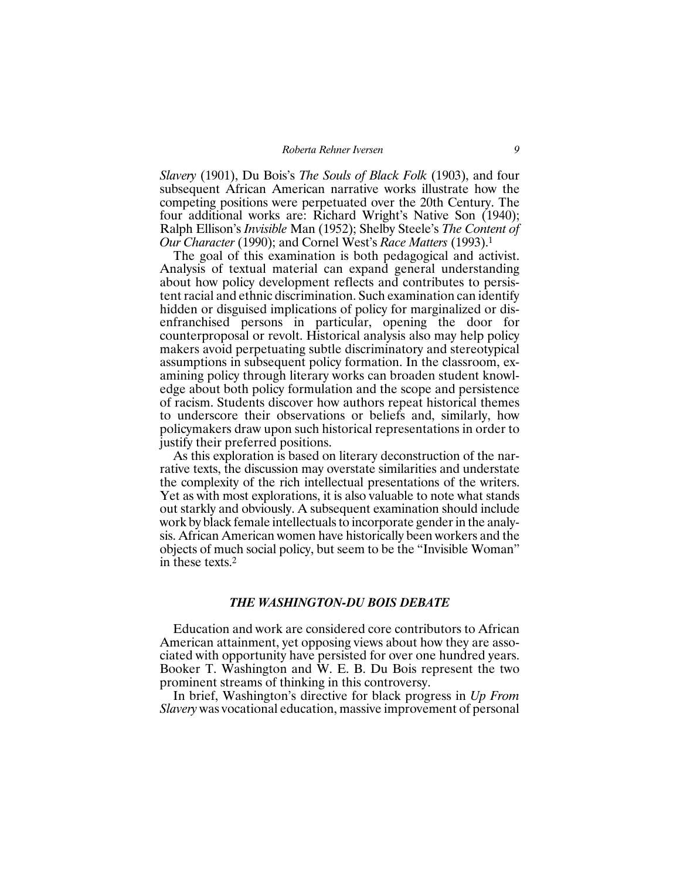*Slavery* (1901), Du Bois's *The Souls of Black Folk* (1903), and four subsequent African American narrative works illustrate how the competing positions were perpetuated over the 20th Century. The four additional works are: Richard Wright's Native Son (1940); Ralph Ellison's *Invisible* Man (1952); Shelby Steele's *The Content of Our Character* (1990); and Cornel West's *Race Matters* (1993).[1]

The goal of this examination is both pedagogical and activist. Analysis of textual material can expand general understanding about how policy development reflects and contributes to persistent racial and ethnic discrimination. Such examination can identify hidden or disguised implications of policy for marginalized or disenfranchised persons in particular, opening the door for counterproposal or revolt. Historical analysis also may help policy makers avoid perpetuating subtle discriminatory and stereotypical assumptions in subsequent policy formation. In the classroom, examining policy through literary works can broaden student knowledge about both policy formulation and the scope and persistence of racism. Students discover how authors repeat historical themes to underscore their observations or beliefs and, similarly, how policymakers draw upon such historical representations in order to justify their preferred positions.

As this exploration is based on literary deconstruction of the narrative texts, the discussion may overstate similarities and understate the complexity of the rich intellectual presentations of the writers. Yet as with most explorations, it is also valuable to note what stands out starkly and obviously. A subsequent examination should include work by black female intellectuals to incorporate gender in the analysis. African American women have historically been workers and the objects of much social policy, but seem to be the "Invisible Woman" in these texts.[2]

## *THE WASHINGTON-DU BOIS DEBATE*

Education and work are considered core contributors to African American attainment, yet opposing views about how they are associated with opportunity have persisted for over one hundred years. Booker T. Washington and W. E. B. Du Bois represent the two prominent streams of thinking in this controversy.

In brief, Washington's directive for black progress in *Up From Slavery* was vocational education, massive improvement of personal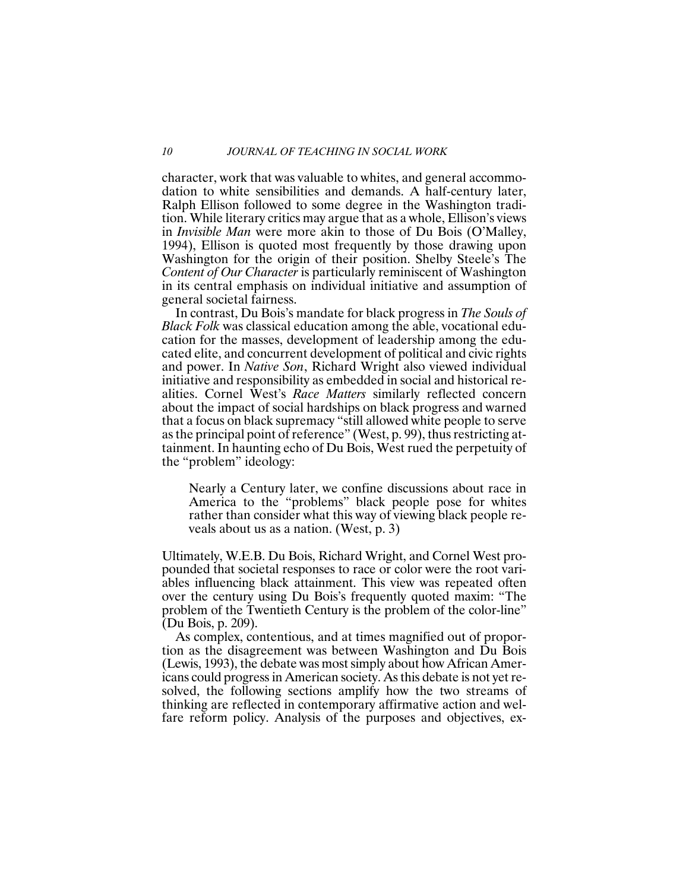character, work that was valuable to whites, and general accommodation to white sensibilities and demands. A half-century later, Ralph Ellison followed to some degree in the Washington tradition. While literary critics may argue that as a whole, Ellison's views in *Invisible Man* were more akin to those of Du Bois (O'Malley, 1994), Ellison is quoted most frequently by those drawing upon Washington for the origin of their position. Shelby Steele's The *Content of Our Character* is particularly reminiscent of Washington in its central emphasis on individual initiative and assumption of general societal fairness.

In contrast, Du Bois's mandate for black progress in *The Souls of Black Folk* was classical education among the able, vocational education for the masses, development of leadership among the educated elite, and concurrent development of political and civic rights and power. In *Native Son*, Richard Wright also viewed individual initiative and responsibility as embedded in social and historical realities. Cornel West's *Race Matters* similarly reflected concern about the impact of social hardships on black progress and warned that a focus on black supremacy "still allowed white people to serve as the principal point of reference" (West, p. 99), thus restricting attainment. In haunting echo of Du Bois, West rued the perpetuity of the "problem" ideology:

> Nearly a Century later, we confine discussions about race in America to the "problems" black people pose for whites rather than consider what this way of viewing black people reveals about us as a nation. (West, p. 3)

Ultimately, W.E.B. Du Bois, Richard Wright, and Cornel West propounded that societal responses to race or color were the root variables influencing black attainment. This view was repeated often over the century using Du Bois's frequently quoted maxim: "The problem of the Twentieth Century is the problem of the color-line" (Du Bois, p. 209).

As complex, contentious, and at times magnified out of proportion as the disagreement was between Washington and Du Bois (Lewis, 1993), the debate was most simply about how African Americans could progress in American society. As this debate is not yet resolved, the following sections amplify how the two streams of thinking are reflected in contemporary affirmative action and welfare reform policy. Analysis of the purposes and objectives, ex-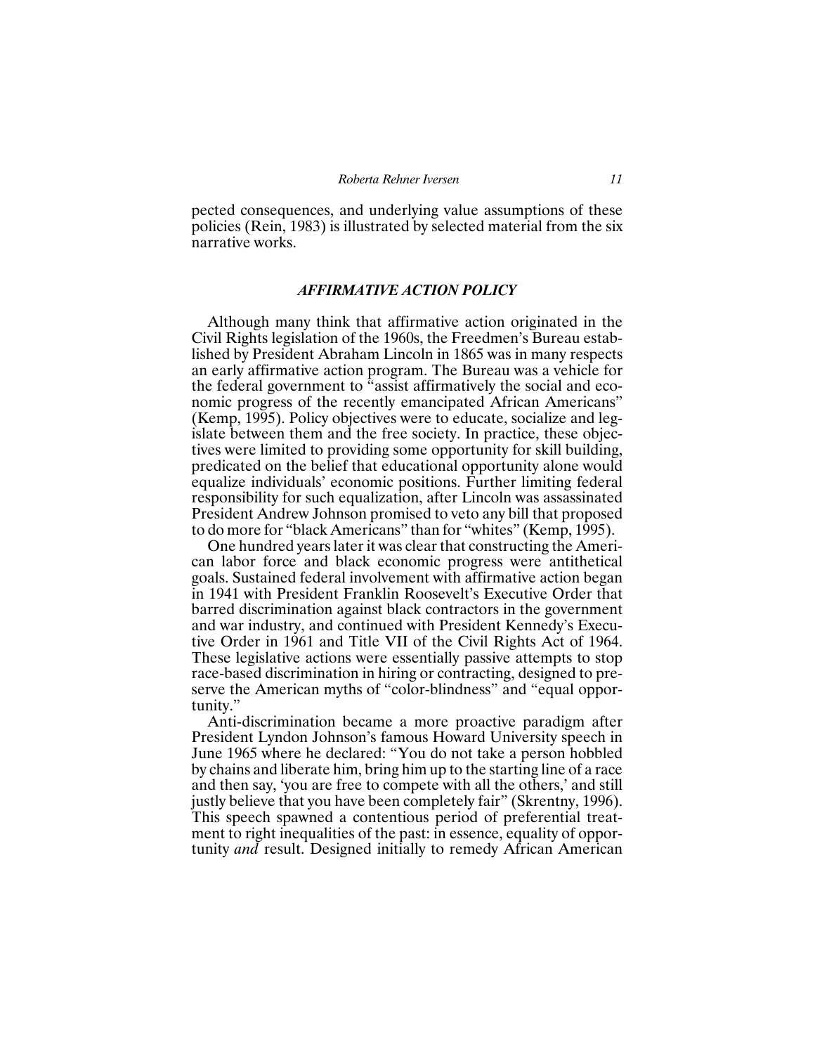pected consequences, and underlying value assumptions of these policies (Rein, 1983) is illustrated by selected material from the six narrative works.

## *AFFIRMATIVE ACTION POLICY*

Although many think that affirmative action originated in the Civil Rights legislation of the 1960s, the Freedmen's Bureau established by President Abraham Lincoln in 1865 was in many respects an early affirmative action program. The Bureau was a vehicle for the federal government to "assist affirmatively the social and economic progress of the recently emancipated African Americans" (Kemp, 1995). Policy objectives were to educate, socialize and legislate between them and the free society. In practice, these objectives were limited to providing some opportunity for skill building, predicated on the belief that educational opportunity alone would equalize individuals' economic positions. Further limiting federal responsibility for such equalization, after Lincoln was assassinated President Andrew Johnson promised to veto any bill that proposed to do more for "black Americans" than for "whites" (Kemp, 1995).

One hundred years later it was clear that constructing the American labor force and black economic progress were antithetical goals. Sustained federal involvement with affirmative action began in 1941 with President Franklin Roosevelt's Executive Order that barred discrimination against black contractors in the government and war industry, and continued with President Kennedy's Executive Order in 1961 and Title VII of the Civil Rights Act of 1964. These legislative actions were essentially passive attempts to stop race-based discrimination in hiring or contracting, designed to preserve the American myths of "color-blindness" and "equal opportunity."

Anti-discrimination became a more proactive paradigm after President Lyndon Johnson's famous Howard University speech in June 1965 where he declared: "You do not take a person hobbled by chains and liberate him, bring him up to the starting line of a race and then say, 'you are free to compete with all the others,' and still justly believe that you have been completely fair" (Skrentny, 1996). This speech spawned a contentious period of preferential treatment to right inequalities of the past: in essence, equality of opportunity *and* result. Designed initially to remedy African American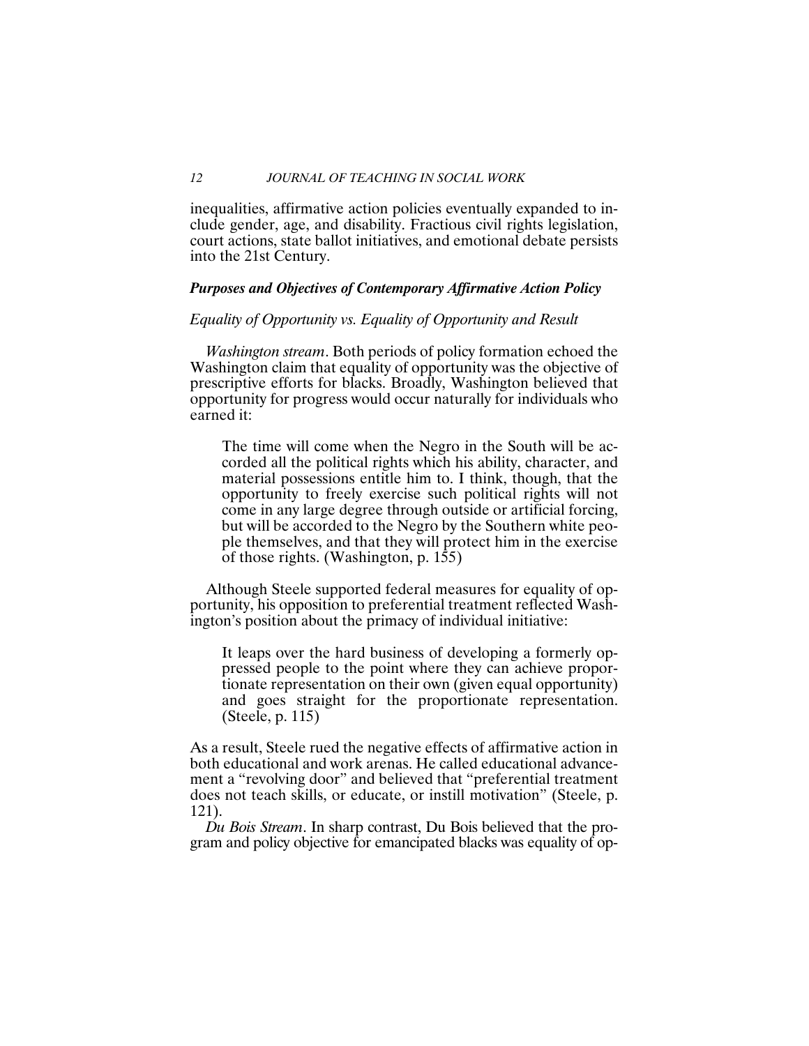inequalities, affirmative action policies eventually expanded to include gender, age, and disability. Fractious civil rights legislation, court actions, state ballot initiatives, and emotional debate persists into the 21st Century.

### *Purposes and Objectives of Contemporary Affirmative Action Policy*

#### *Equality of Opportunity vs. Equality of Opportunity and Result*

*Washington stream*. Both periods of policy formation echoed the Washington claim that equality of opportunity was the objective of prescriptive efforts for blacks. Broadly, Washington believed that opportunity for progress would occur naturally for individuals who earned it:

> The time will come when the Negro in the South will be accorded all the political rights which his ability, character, and material possessions entitle him to. I think, though, that the opportunity to freely exercise such political rights will not come in any large degree through outside or artificial forcing, but will be accorded to the Negro by the Southern white people themselves, and that they will protect him in the exercise of those rights. (Washington, p. 155)

Although Steele supported federal measures for equality of opportunity, his opposition to preferential treatment reflected Washington's position about the primacy of individual initiative:

> It leaps over the hard business of developing a formerly oppressed people to the point where they can achieve proportionate representation on their own (given equal opportunity) and goes straight for the proportionate representation. (Steele, p. 115)

As a result, Steele rued the negative effects of affirmative action in both educational and work arenas. He called educational advancement a "revolving door" and believed that "preferential treatment does not teach skills, or educate, or instill motivation" (Steele, p. 121).

*Du Bois Stream*. In sharp contrast, Du Bois believed that the program and policy objective for emancipated blacks was equality of op-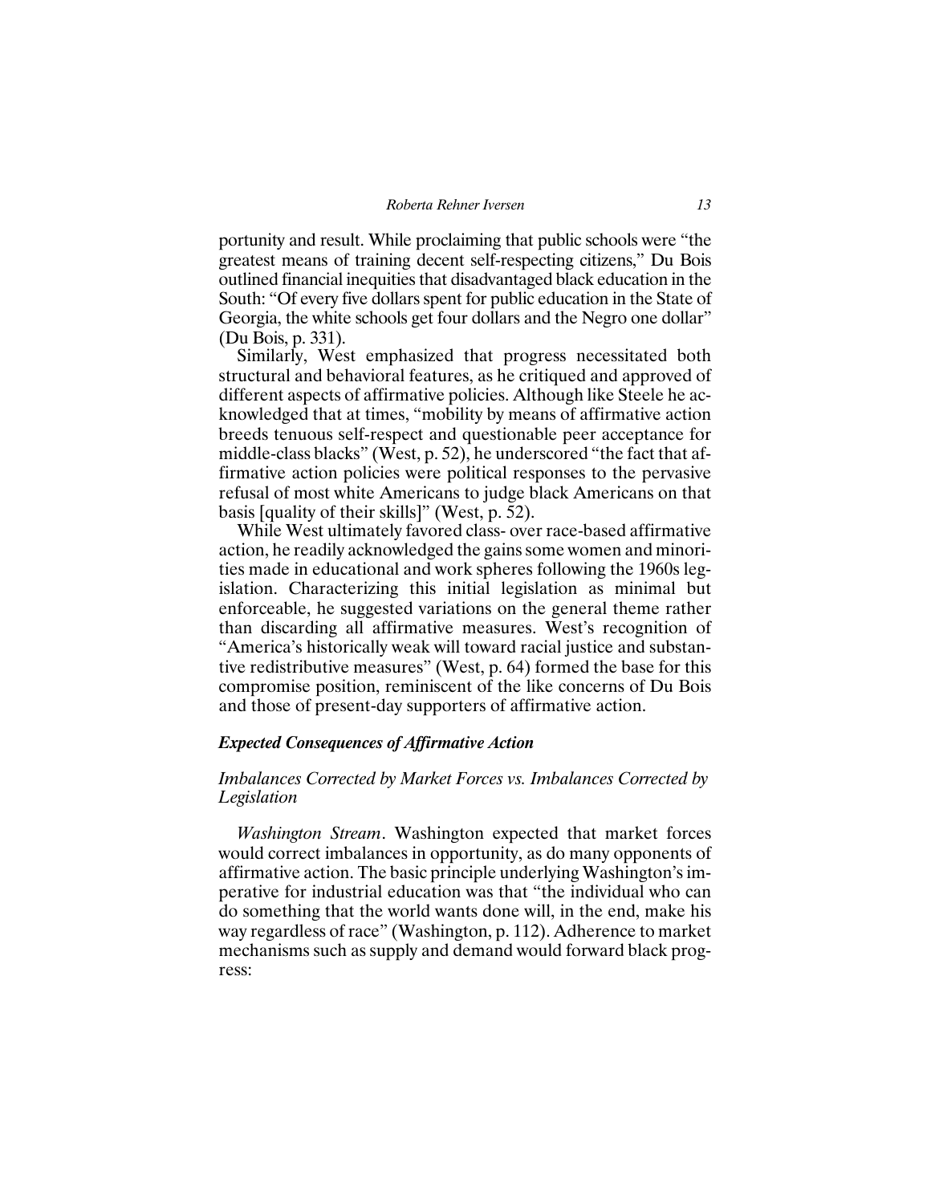portunity and result. While proclaiming that public schools were "the greatest means of training decent self-respecting citizens," Du Bois outlined financial inequities that disadvantaged black education in the South: "Of every five dollars spent for public education in the State of Georgia, the white schools get four dollars and the Negro one dollar" (Du Bois, p. 331).

Similarly, West emphasized that progress necessitated both structural and behavioral features, as he critiqued and approved of different aspects of affirmative policies. Although like Steele he acknowledged that at times, "mobility by means of affirmative action breeds tenuous self-respect and questionable peer acceptance for middle-class blacks" (West, p. 52), he underscored "the fact that affirmative action policies were political responses to the pervasive refusal of most white Americans to judge black Americans on that basis [quality of their skills]" (West, p. 52).

While West ultimately favored class- over race-based affirmative action, he readily acknowledged the gains some women and minorities made in educational and work spheres following the 1960s legislation. Characterizing this initial legislation as minimal but enforceable, he suggested variations on the general theme rather than discarding all affirmative measures. West's recognition of "America's historically weak will toward racial justice and substantive redistributive measures" (West, p. 64) formed the base for this compromise position, reminiscent of the like concerns of Du Bois and those of present-day supporters of affirmative action.

### *Expected Consequences of Affirmative Action*

#### *Imbalances Corrected by Market Forces vs. Imbalances Corrected by Legislation*

*Washington Stream*. Washington expected that market forces would correct imbalances in opportunity, as do many opponents of affirmative action. The basic principle underlying Washington's imperative for industrial education was that "the individual who can do something that the world wants done will, in the end, make his way regardless of race" (Washington, p. 112). Adherence to market mechanisms such as supply and demand would forward black progress: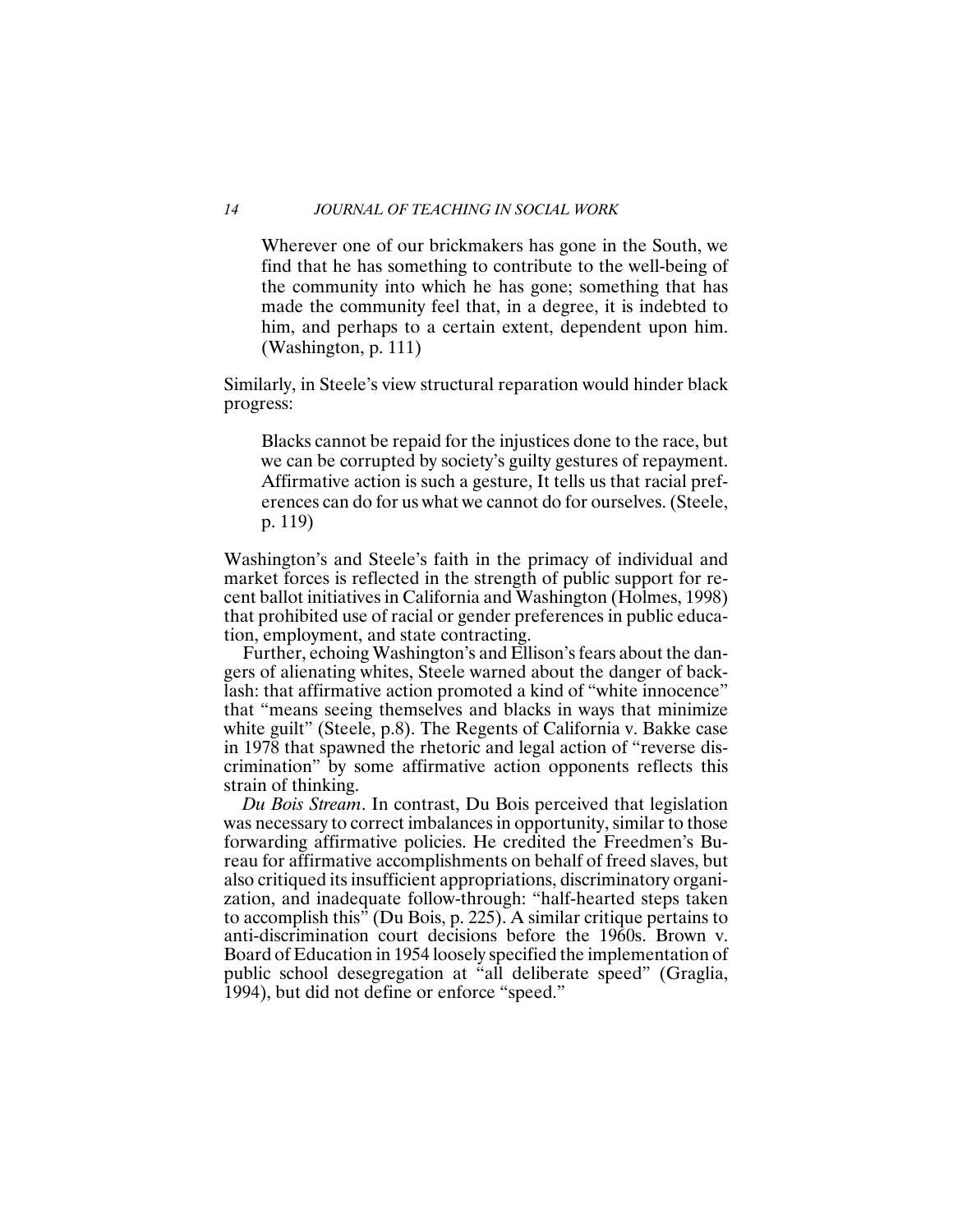> Wherever one of our brickmakers has gone in the South, we find that he has something to contribute to the well-being of the community into which he has gone; something that has made the community feel that, in a degree, it is indebted to him, and perhaps to a certain extent, dependent upon him. (Washington, p. 111)

Similarly, in Steele's view structural reparation would hinder black progress:

> Blacks cannot be repaid for the injustices done to the race, but we can be corrupted by society's guilty gestures of repayment. Affirmative action is such a gesture, It tells us that racial preferences can do for us what we cannot do for ourselves. (Steele, p. 119)

Washington's and Steele's faith in the primacy of individual and market forces is reflected in the strength of public support for recent ballot initiatives in California and Washington (Holmes, 1998) that prohibited use of racial or gender preferences in public education, employment, and state contracting.

Further, echoing Washington's and Ellison's fears about the dangers of alienating whites, Steele warned about the danger of backlash: that affirmative action promoted a kind of "white innocence" that "means seeing themselves and blacks in ways that minimize white guilt" (Steele, p.8). The Regents of California v. Bakke case in 1978 that spawned the rhetoric and legal action of "reverse discrimination" by some affirmative action opponents reflects this strain of thinking.

*Du Bois Stream*. In contrast, Du Bois perceived that legislation was necessary to correct imbalances in opportunity, similar to those forwarding affirmative policies. He credited the Freedmen's Bureau for affirmative accomplishments on behalf of freed slaves, but also critiqued its insufficient appropriations, discriminatory organization, and inadequate follow-through: "half-hearted steps taken to accomplish this" (Du Bois, p. 225). A similar critique pertains to anti-discrimination court decisions before the 1960s. Brown v. Board of Education in 1954 loosely specified the implementation of public school desegregation at "all deliberate speed" (Graglia, 1994), but did not define or enforce "speed."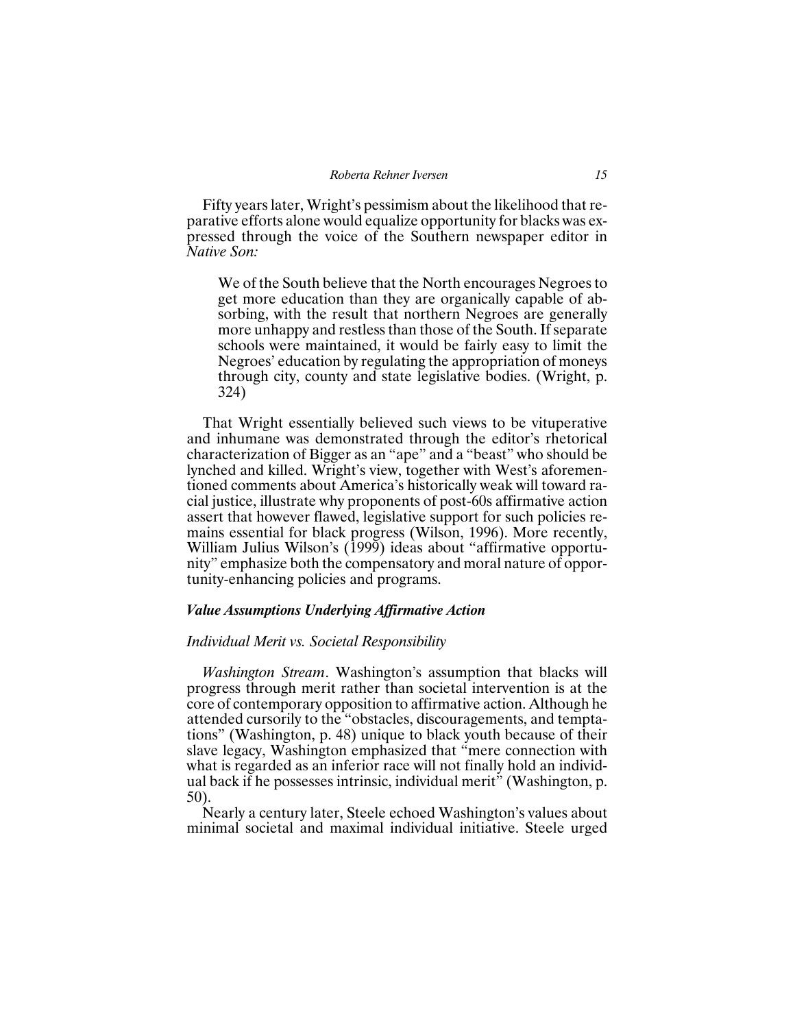Fifty years later, Wright's pessimism about the likelihood that reparative efforts alone would equalize opportunity for blacks was expressed through the voice of the Southern newspaper editor in *Native Son:*

> We of the South believe that the North encourages Negroes to get more education than they are organically capable of absorbing, with the result that northern Negroes are generally more unhappy and restless than those of the South. If separate schools were maintained, it would be fairly easy to limit the Negroes' education by regulating the appropriation of moneys through city, county and state legislative bodies. (Wright, p. 324)

That Wright essentially believed such views to be vituperative and inhumane was demonstrated through the editor's rhetorical characterization of Bigger as an "ape" and a "beast" who should be lynched and killed. Wright's view, together with West's aforementioned comments about America's historically weak will toward racial justice, illustrate why proponents of post-60s affirmative action assert that however flawed, legislative support for such policies remains essential for black progress (Wilson, 1996). More recently, William Julius Wilson's (1999) ideas about "affirmative opportunity" emphasize both the compensatory and moral nature of opportunity-enhancing policies and programs.

### *Value Assumptions Underlying Affirmative Action*

#### *Individual Merit vs. Societal Responsibility*

*Washington Stream*. Washington's assumption that blacks will progress through merit rather than societal intervention is at the core of contemporary opposition to affirmative action. Although he attended cursorily to the "obstacles, discouragements, and temptations" (Washington, p. 48) unique to black youth because of their slave legacy, Washington emphasized that "mere connection with what is regarded as an inferior race will not finally hold an individual back if he possesses intrinsic, individual merit" (Washington, p. 50).

Nearly a century later, Steele echoed Washington's values about minimal societal and maximal individual initiative. Steele urged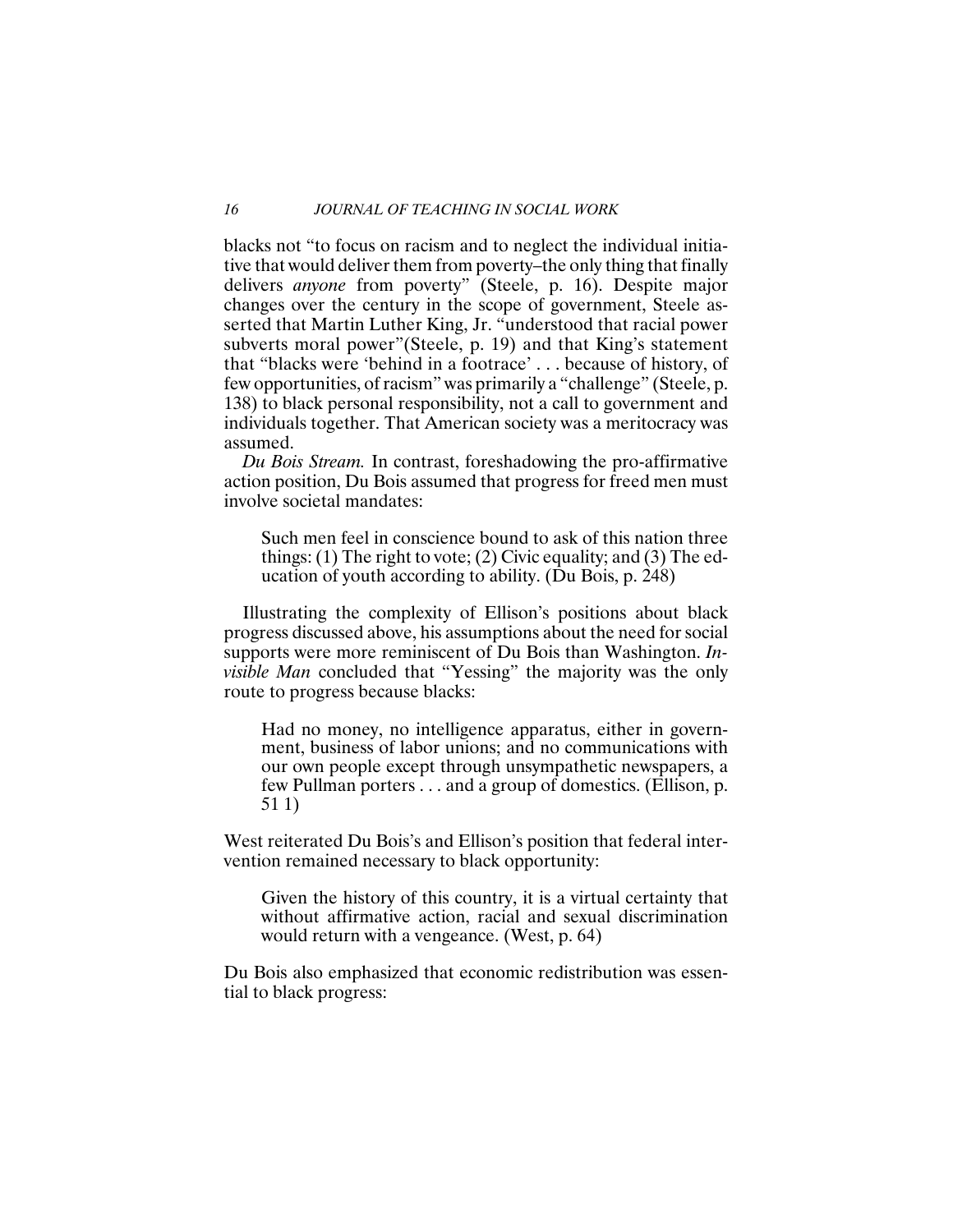blacks not "to focus on racism and to neglect the individual initiative that would deliver them from poverty–the only thing that finally delivers *anyone* from poverty" (Steele, p. 16). Despite major changes over the century in the scope of government, Steele asserted that Martin Luther King, Jr. "understood that racial power subverts moral power"(Steele, p. 19) and that King's statement that "blacks were 'behind in a footrace' . . . because of history, of few opportunities, of racism" was primarily a "challenge" (Steele, p. 138) to black personal responsibility, not a call to government and individuals together. That American society was a meritocracy was assumed.

*Du Bois Stream.* In contrast, foreshadowing the pro-affirmative action position, Du Bois assumed that progress for freed men must involve societal mandates:

> Such men feel in conscience bound to ask of this nation three things: (1) The right to vote; (2) Civic equality; and (3) The education of youth according to ability. (Du Bois, p. 248)

Illustrating the complexity of Ellison's positions about black progress discussed above, his assumptions about the need for social supports were more reminiscent of Du Bois than Washington. *Invisible Man* concluded that "Yessing" the majority was the only route to progress because blacks:

> Had no money, no intelligence apparatus, either in government, business of labor unions; and no communications with our own people except through unsympathetic newspapers, a few Pullman porters . . . and a group of domestics. (Ellison, p. 51 1)

West reiterated Du Bois's and Ellison's position that federal intervention remained necessary to black opportunity:

> Given the history of this country, it is a virtual certainty that without affirmative action, racial and sexual discrimination would return with a vengeance. (West, p. 64)

Du Bois also emphasized that economic redistribution was essential to black progress: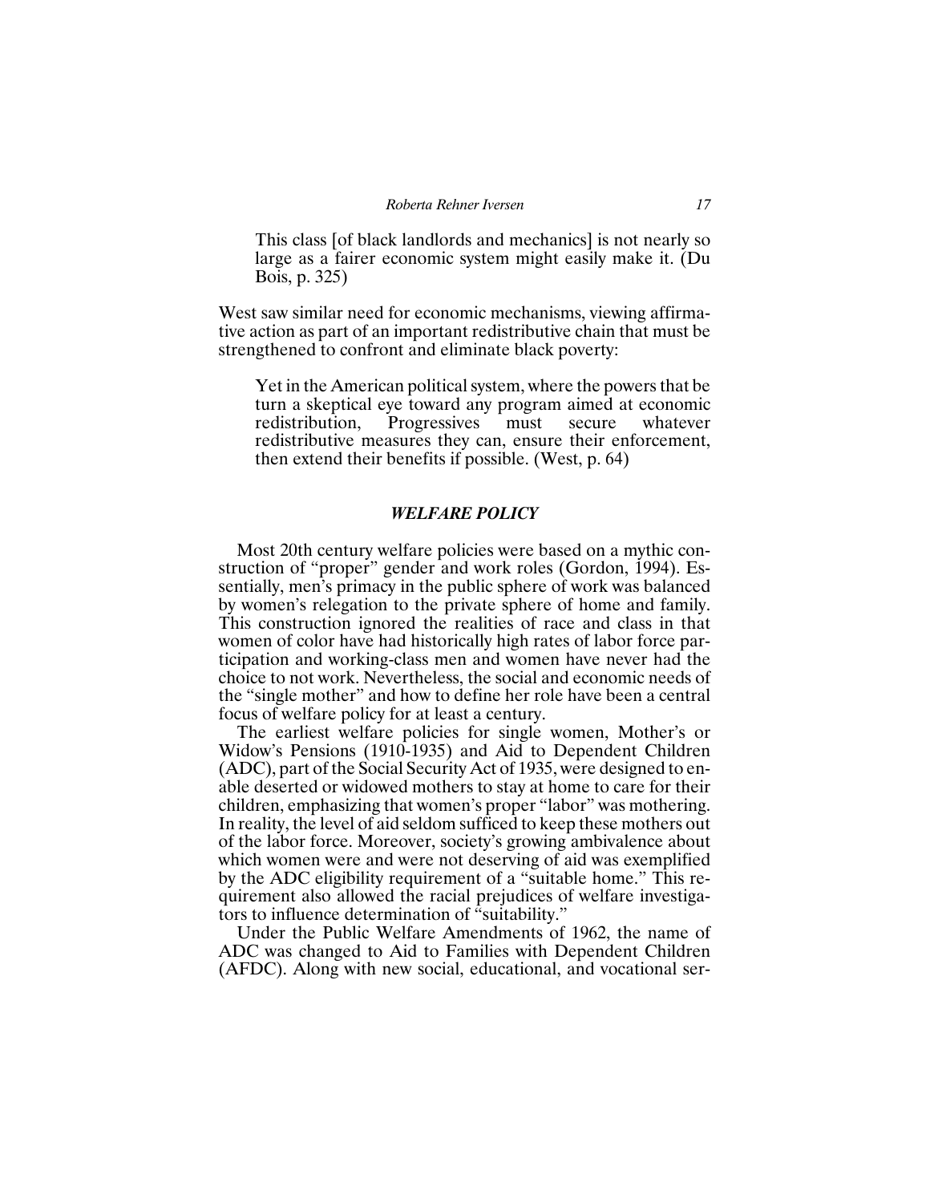> This class [of black landlords and mechanics] is not nearly so large as a fairer economic system might easily make it. (Du Bois, p. 325)

West saw similar need for economic mechanisms, viewing affirmative action as part of an important redistributive chain that must be strengthened to confront and eliminate black poverty:

> Yet in the American political system, where the powers that be turn a skeptical eye toward any program aimed at economic redistribution, Progressives must secure whatever redistributive measures they can, ensure their enforcement, then extend their benefits if possible. (West, p. 64)

### *WELFARE POLICY*

Most 20th century welfare policies were based on a mythic construction of "proper" gender and work roles (Gordon, 1994). Essentially, men's primacy in the public sphere of work was balanced by women's relegation to the private sphere of home and family. This construction ignored the realities of race and class in that women of color have had historically high rates of labor force participation and working-class men and women have never had the choice to not work. Nevertheless, the social and economic needs of the "single mother" and how to define her role have been a central focus of welfare policy for at least a century.

The earliest welfare policies for single women, Mother's or Widow's Pensions (1910-1935) and Aid to Dependent Children (ADC), part of the Social Security Act of 1935, were designed to enable deserted or widowed mothers to stay at home to care for their children, emphasizing that women's proper "labor" was mothering. In reality, the level of aid seldom sufficed to keep these mothers out of the labor force. Moreover, society's growing ambivalence about which women were and were not deserving of aid was exemplified by the ADC eligibility requirement of a "suitable home." This requirement also allowed the racial prejudices of welfare investigators to influence determination of "suitability."

Under the Public Welfare Amendments of 1962, the name of ADC was changed to Aid to Families with Dependent Children (AFDC). Along with new social, educational, and vocational ser-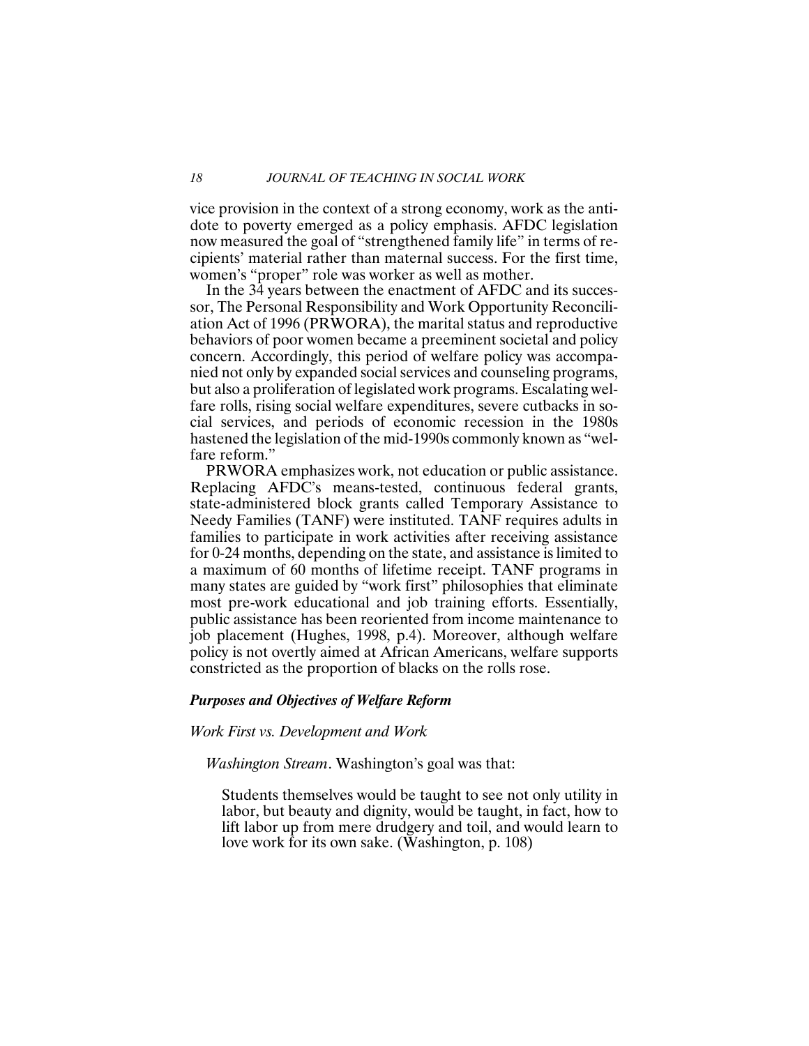vice provision in the context of a strong economy, work as the antidote to poverty emerged as a policy emphasis. AFDC legislation now measured the goal of "strengthened family life" in terms of recipients' material rather than maternal success. For the first time, women's "proper" role was worker as well as mother.

In the 34 years between the enactment of AFDC and its successor, The Personal Responsibility and Work Opportunity Reconciliation Act of 1996 (PRWORA), the marital status and reproductive behaviors of poor women became a preeminent societal and policy concern. Accordingly, this period of welfare policy was accompanied not only by expanded social services and counseling programs, but also a proliferation of legislated work programs. Escalating welfare rolls, rising social welfare expenditures, severe cutbacks in social services, and periods of economic recession in the 1980s hastened the legislation of the mid-1990s commonly known as "welfare reform."

PRWORA emphasizes work, not education or public assistance. Replacing AFDC's means-tested, continuous federal grants, state-administered block grants called Temporary Assistance to Needy Families (TANF) were instituted. TANF requires adults in families to participate in work activities after receiving assistance for 0-24 months, depending on the state, and assistance is limited to a maximum of 60 months of lifetime receipt. TANF programs in many states are guided by "work first" philosophies that eliminate most pre-work educational and job training efforts. Essentially, public assistance has been reoriented from income maintenance to job placement (Hughes, 1998, p.4). Moreover, although welfare policy is not overtly aimed at African Americans, welfare supports constricted as the proportion of blacks on the rolls rose.

### *Purposes and Objectives of Welfare Reform*

#### *Work First vs. Development and Work*

*Washington Stream*. Washington's goal was that:

> Students themselves would be taught to see not only utility in labor, but beauty and dignity, would be taught, in fact, how to lift labor up from mere drudgery and toil, and would learn to love work for its own sake. (Washington, p. 108)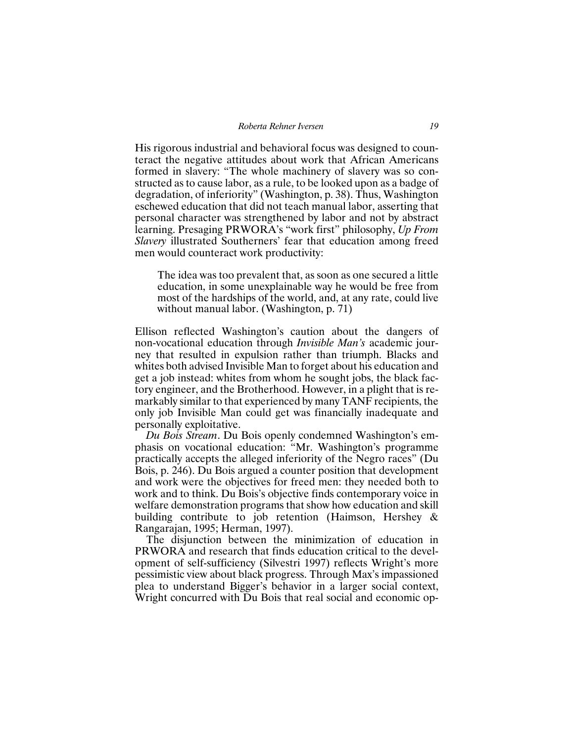His rigorous industrial and behavioral focus was designed to counteract the negative attitudes about work that African Americans formed in slavery: "The whole machinery of slavery was so constructed as to cause labor, as a rule, to be looked upon as a badge of degradation, of inferiority" (Washington, p. 38). Thus, Washington eschewed education that did not teach manual labor, asserting that personal character was strengthened by labor and not by abstract learning. Presaging PRWORA's "work first" philosophy, *Up From Slavery* illustrated Southerners' fear that education among freed men would counteract work productivity:

> The idea was too prevalent that, as soon as one secured a little education, in some unexplainable way he would be free from most of the hardships of the world, and, at any rate, could live without manual labor. (Washington, p. 71)

Ellison reflected Washington's caution about the dangers of non-vocational education through *Invisible Man's* academic journey that resulted in expulsion rather than triumph. Blacks and whites both advised Invisible Man to forget about his education and get a job instead: whites from whom he sought jobs, the black factory engineer, and the Brotherhood. However, in a plight that is remarkably similar to that experienced by many TANF recipients, the only job Invisible Man could get was financially inadequate and personally exploitative.

*Du Bois Stream*. Du Bois openly condemned Washington's emphasis on vocational education: "Mr. Washington's programme practically accepts the alleged inferiority of the Negro races" (Du Bois, p. 246). Du Bois argued a counter position that development and work were the objectives for freed men: they needed both to work and to think. Du Bois's objective finds contemporary voice in welfare demonstration programs that show how education and skill building contribute to job retention (Haimson, Hershey & Rangarajan, 1995; Herman, 1997).

The disjunction between the minimization of education in PRWORA and research that finds education critical to the development of self-sufficiency (Silvestri 1997) reflects Wright's more pessimistic view about black progress. Through Max's impassioned plea to understand Bigger's behavior in a larger social context, Wright concurred with Du Bois that real social and economic op-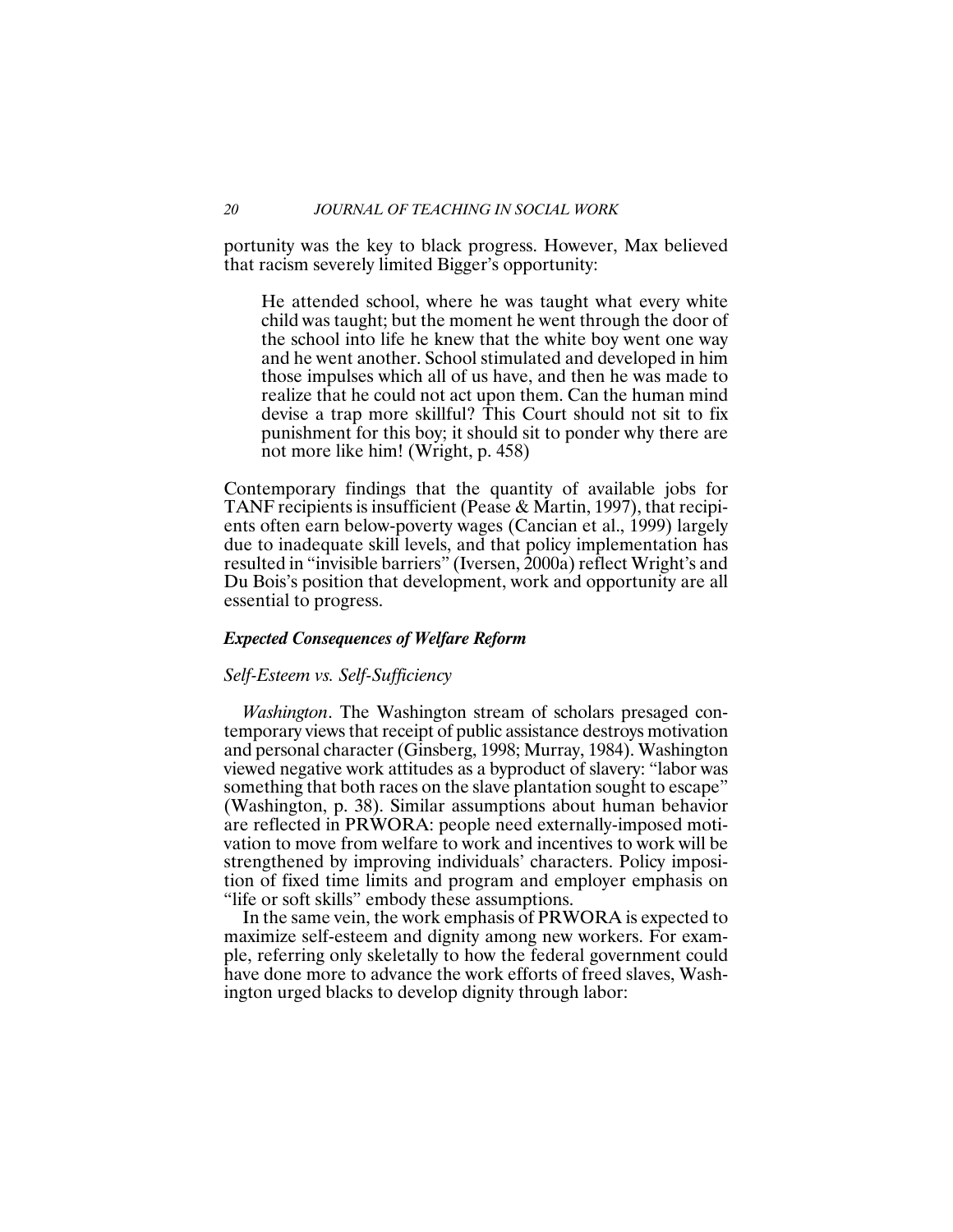portunity was the key to black progress. However, Max believed that racism severely limited Bigger's opportunity:

> He attended school, where he was taught what every white child was taught; but the moment he went through the door of the school into life he knew that the white boy went one way and he went another. School stimulated and developed in him those impulses which all of us have, and then he was made to realize that he could not act upon them. Can the human mind devise a trap more skillful? This Court should not sit to fix punishment for this boy; it should sit to ponder why there are not more like him! (Wright, p. 458)

Contemporary findings that the quantity of available jobs for TANF recipients is insufficient (Pease & Martin, 1997), that recipients often earn below-poverty wages (Cancian et al., 1999) largely due to inadequate skill levels, and that policy implementation has resulted in "invisible barriers" (Iversen, 2000a) reflect Wright's and Du Bois's position that development, work and opportunity are all essential to progress.

### *Expected Consequences of Welfare Reform*

#### *Self-Esteem vs. Self-Sufficiency*

*Washington*. The Washington stream of scholars presaged contemporary views that receipt of public assistance destroys motivation and personal character (Ginsberg, 1998; Murray, 1984). Washington viewed negative work attitudes as a byproduct of slavery: "labor was something that both races on the slave plantation sought to escape" (Washington, p. 38). Similar assumptions about human behavior are reflected in PRWORA: people need externally-imposed motivation to move from welfare to work and incentives to work will be strengthened by improving individuals' characters. Policy imposition of fixed time limits and program and employer emphasis on "life or soft skills" embody these assumptions.

In the same vein, the work emphasis of PRWORA is expected to maximize self-esteem and dignity among new workers. For example, referring only skeletally to how the federal government could have done more to advance the work efforts of freed slaves, Washington urged blacks to develop dignity through labor: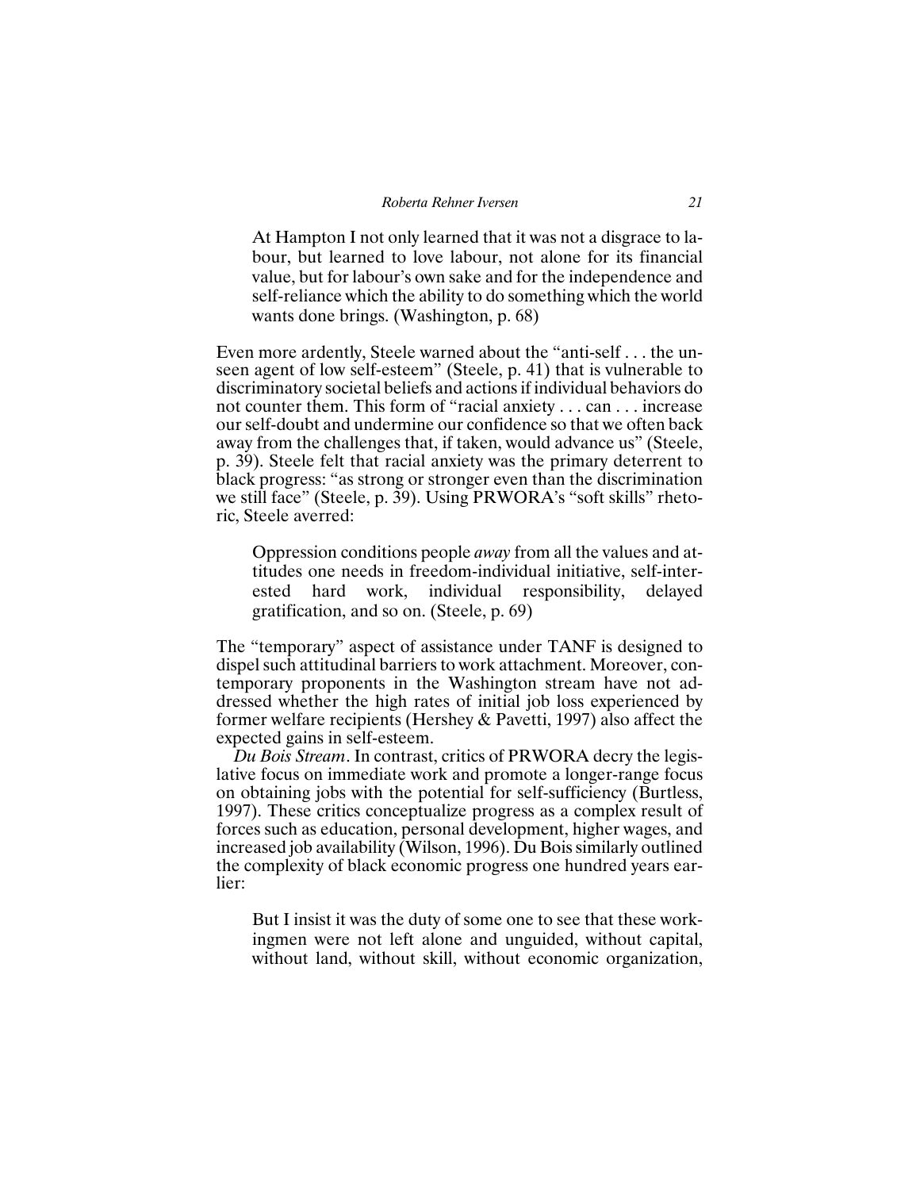> At Hampton I not only learned that it was not a disgrace to labour, but learned to love labour, not alone for its financial value, but for labour's own sake and for the independence and self-reliance which the ability to do something which the world wants done brings. (Washington, p. 68)

Even more ardently, Steele warned about the "anti-self . . . the unseen agent of low self-esteem" (Steele, p. 41) that is vulnerable to discriminatory societal beliefs and actions if individual behaviors do not counter them. This form of "racial anxiety . . . can . . . increase our self-doubt and undermine our confidence so that we often back away from the challenges that, if taken, would advance us" (Steele, p. 39). Steele felt that racial anxiety was the primary deterrent to black progress: "as strong or stronger even than the discrimination we still face" (Steele, p. 39). Using PRWORA's "soft skills" rhetoric, Steele averred:

> Oppression conditions people *away* from all the values and attitudes one needs in freedom-individual initiative, self-interested hard work, individual responsibility, delayed gratification, and so on. (Steele, p. 69)

The "temporary" aspect of assistance under TANF is designed to dispel such attitudinal barriers to work attachment. Moreover, contemporary proponents in the Washington stream have not addressed whether the high rates of initial job loss experienced by former welfare recipients (Hershey & Pavetti, 1997) also affect the expected gains in self-esteem.

*Du Bois Stream*. In contrast, critics of PRWORA decry the legislative focus on immediate work and promote a longer-range focus on obtaining jobs with the potential for self-sufficiency (Burtless, 1997). These critics conceptualize progress as a complex result of forces such as education, personal development, higher wages, and increased job availability (Wilson, 1996). Du Bois similarly outlined the complexity of black economic progress one hundred years earlier:

> But I insist it was the duty of some one to see that these workingmen were not left alone and unguided, without capital, without land, without skill, without economic organization,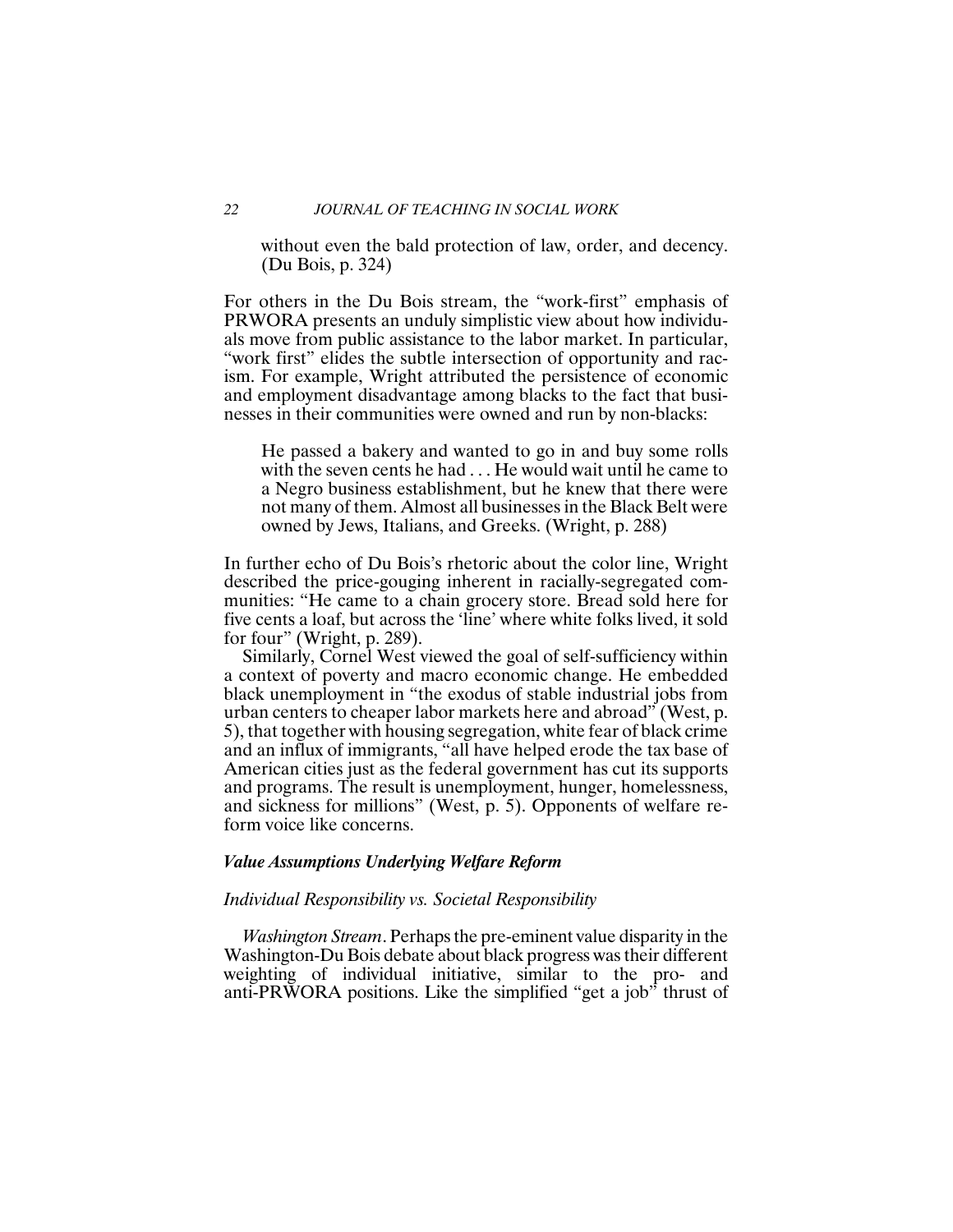> without even the bald protection of law, order, and decency. (Du Bois, p. 324)

For others in the Du Bois stream, the "work-first" emphasis of PRWORA presents an unduly simplistic view about how individuals move from public assistance to the labor market. In particular, "work first" elides the subtle intersection of opportunity and racism. For example, Wright attributed the persistence of economic and employment disadvantage among blacks to the fact that businesses in their communities were owned and run by non-blacks:

> He passed a bakery and wanted to go in and buy some rolls with the seven cents he had . . . He would wait until he came to a Negro business establishment, but he knew that there were not many of them. Almost all businesses in the Black Belt were owned by Jews, Italians, and Greeks. (Wright, p. 288)

In further echo of Du Bois's rhetoric about the color line, Wright described the price-gouging inherent in racially-segregated communities: "He came to a chain grocery store. Bread sold here for five cents a loaf, but across the 'line' where white folks lived, it sold for four" (Wright, p. 289).

Similarly, Cornel West viewed the goal of self-sufficiency within a context of poverty and macro economic change. He embedded black unemployment in "the exodus of stable industrial jobs from urban centers to cheaper labor markets here and abroad" (West, p. 5), that together with housing segregation, white fear of black crime and an influx of immigrants, "all have helped erode the tax base of American cities just as the federal government has cut its supports and programs. The result is unemployment, hunger, homelessness, and sickness for millions" (West, p. 5). Opponents of welfare reform voice like concerns.

### *Value Assumptions Underlying Welfare Reform*

#### *Individual Responsibility vs. Societal Responsibility*

*Washington Stream*. Perhaps the pre-eminent value disparity in the Washington-Du Bois debate about black progress was their different weighting of individual initiative, similar to the pro- and anti-PRWORA positions. Like the simplified "get a job" thrust of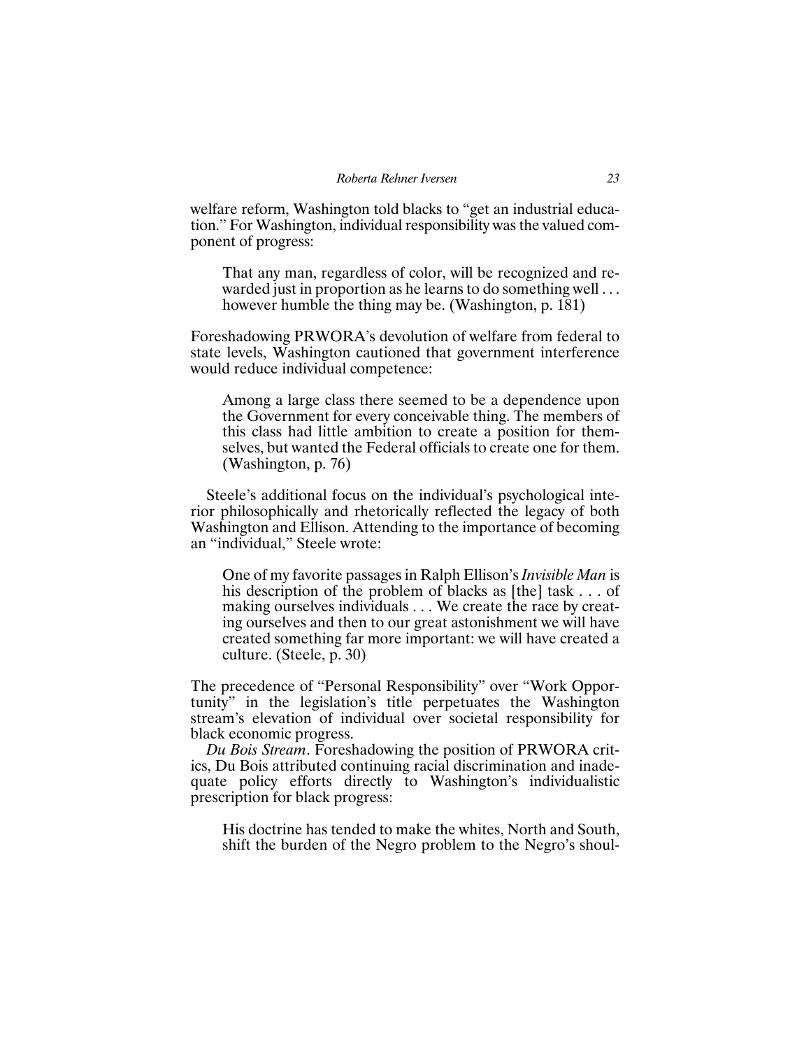welfare reform, Washington told blacks to "get an industrial education." For Washington, individual responsibility was the valued component of progress:

> That any man, regardless of color, will be recognized and rewarded just in proportion as he learns to do something well . . . however humble the thing may be. (Washington, p. 181)

Foreshadowing PRWORA's devolution of welfare from federal to state levels, Washington cautioned that government interference would reduce individual competence:

> Among a large class there seemed to be a dependence upon the Government for every conceivable thing. The members of this class had little ambition to create a position for themselves, but wanted the Federal officials to create one for them. (Washington, p. 76)

Steele's additional focus on the individual's psychological interior philosophically and rhetorically reflected the legacy of both Washington and Ellison. Attending to the importance of becoming an "individual," Steele wrote:

> One of my favorite passages in Ralph Ellison's *Invisible Man* is his description of the problem of blacks as [the] task . . . of making ourselves individuals . . . We create the race by creating ourselves and then to our great astonishment we will have created something far more important: we will have created a culture. (Steele, p. 30)

The precedence of "Personal Responsibility" over "Work Opportunity" in the legislation's title perpetuates the Washington stream's elevation of individual over societal responsibility for black economic progress.

*Du Bois Stream*. Foreshadowing the position of PRWORA critics, Du Bois attributed continuing racial discrimination and inadequate policy efforts directly to Washington's individualistic prescription for black progress:

> His doctrine has tended to make the whites, North and South, shift the burden of the Negro problem to the Negro's shoul-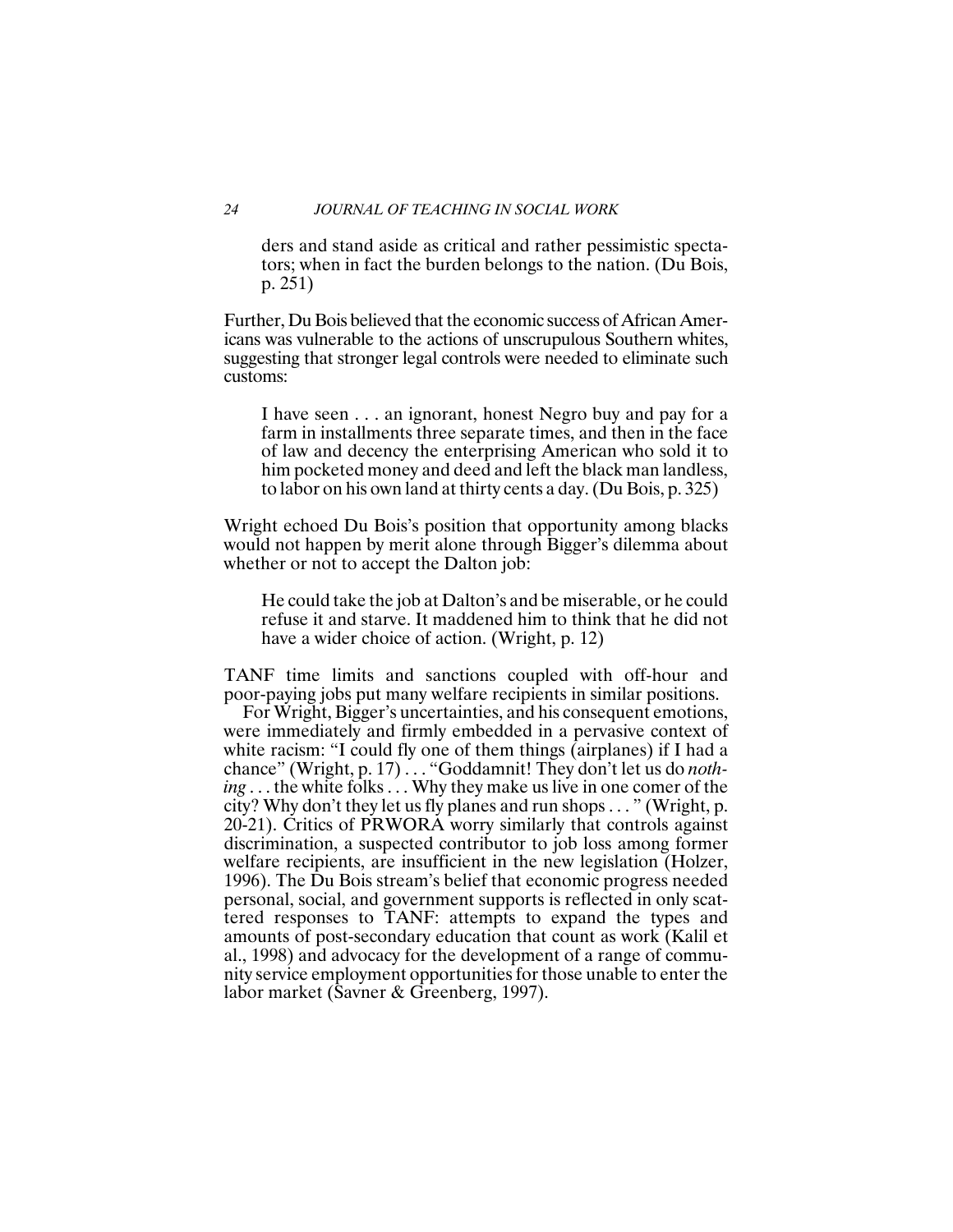ders and stand aside as critical and rather pessimistic spectators; when in fact the burden belongs to the nation. (Du Bois, p. 251)

Further, Du Bois believed that the economic success of African Americans was vulnerable to the actions of unscrupulous Southern whites, suggesting that stronger legal controls were needed to eliminate such customs:

> I have seen . . . an ignorant, honest Negro buy and pay for a farm in installments three separate times, and then in the face of law and decency the enterprising American who sold it to him pocketed money and deed and left the black man landless, to labor on his own land at thirty cents a day. (Du Bois, p. 325)

Wright echoed Du Bois's position that opportunity among blacks would not happen by merit alone through Bigger's dilemma about whether or not to accept the Dalton job:

> He could take the job at Dalton's and be miserable, or he could refuse it and starve. It maddened him to think that he did not have a wider choice of action. (Wright, p. 12)

TANF time limits and sanctions coupled with off-hour and poor-paying jobs put many welfare recipients in similar positions.

For Wright, Bigger's uncertainties, and his consequent emotions, were immediately and firmly embedded in a pervasive context of white racism: "I could fly one of them things (airplanes) if I had a chance" (Wright, p. 17) . . . "Goddamnit! They don't let us do *nothing* . . . the white folks . . . Why they make us live in one comer of the city? Why don't they let us fly planes and run shops . . . " (Wright, p. 20-21). Critics of PRWORA worry similarly that controls against discrimination, a suspected contributor to job loss among former welfare recipients, are insufficient in the new legislation (Holzer, 1996). The Du Bois stream's belief that economic progress needed personal, social, and government supports is reflected in only scattered responses to TANF: attempts to expand the types and amounts of post-secondary education that count as work (Kalil et al., 1998) and advocacy for the development of a range of community service employment opportunities for those unable to enter the labor market (Savner & Greenberg, 1997).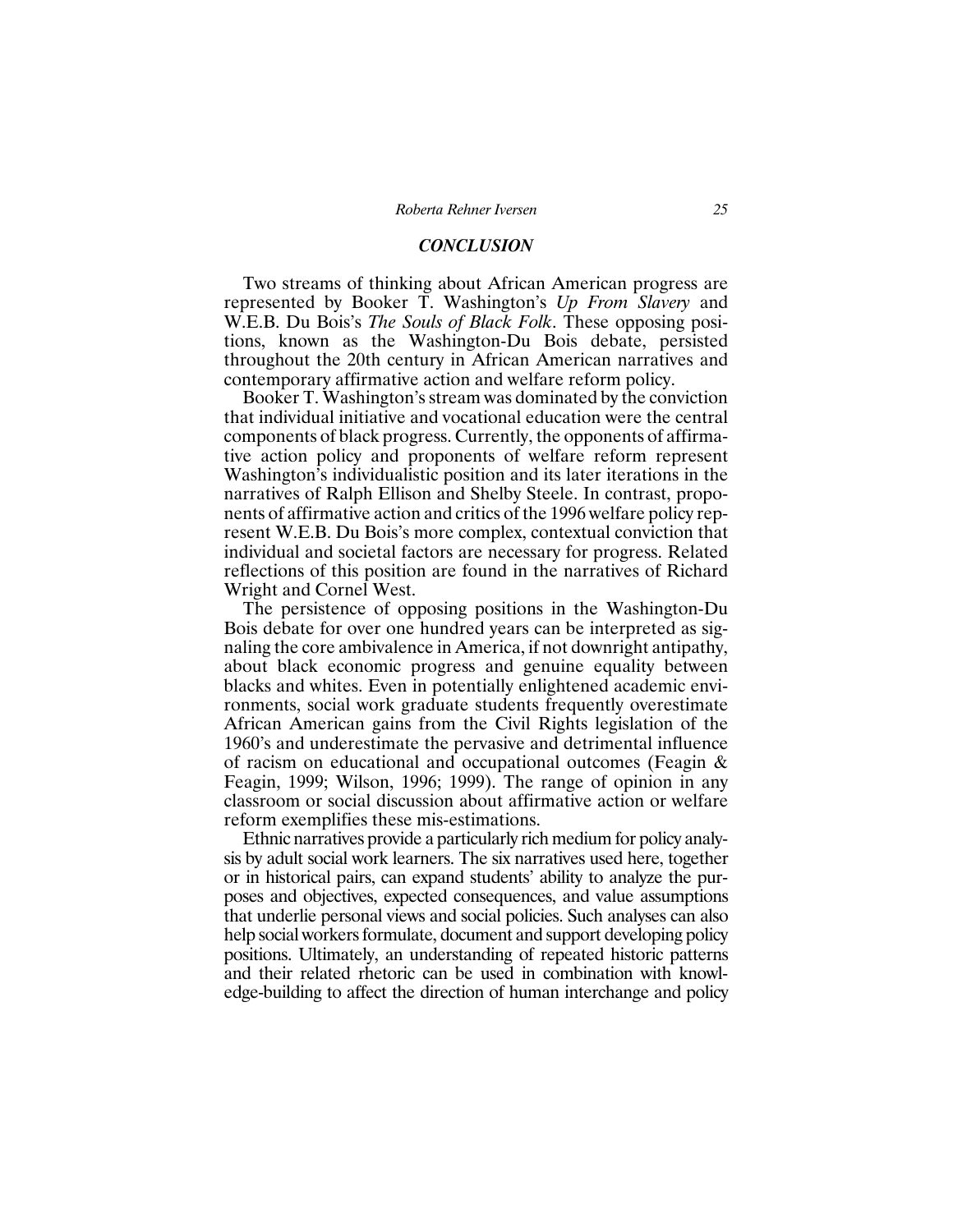## *CONCLUSION*

Two streams of thinking about African American progress are represented by Booker T. Washington's *Up From Slavery* and W.E.B. Du Bois's *The Souls of Black Folk*. These opposing positions, known as the Washington-Du Bois debate, persisted throughout the 20th century in African American narratives and contemporary affirmative action and welfare reform policy.

Booker T. Washington's stream was dominated by the conviction that individual initiative and vocational education were the central components of black progress. Currently, the opponents of affirmative action policy and proponents of welfare reform represent Washington's individualistic position and its later iterations in the narratives of Ralph Ellison and Shelby Steele. In contrast, proponents of affirmative action and critics of the 1996 welfare policy represent W.E.B. Du Bois's more complex, contextual conviction that individual and societal factors are necessary for progress. Related reflections of this position are found in the narratives of Richard Wright and Cornel West.

The persistence of opposing positions in the Washington-Du Bois debate for over one hundred years can be interpreted as signaling the core ambivalence in America, if not downright antipathy, about black economic progress and genuine equality between blacks and whites. Even in potentially enlightened academic environments, social work graduate students frequently overestimate African American gains from the Civil Rights legislation of the 1960's and underestimate the pervasive and detrimental influence of racism on educational and occupational outcomes (Feagin & Feagin, 1999; Wilson, 1996; 1999). The range of opinion in any classroom or social discussion about affirmative action or welfare reform exemplifies these mis-estimations.

Ethnic narratives provide a particularly rich medium for policy analysis by adult social work learners. The six narratives used here, together or in historical pairs, can expand students' ability to analyze the purposes and objectives, expected consequences, and value assumptions that underlie personal views and social policies. Such analyses can also help social workers formulate, document and support developing policy positions. Ultimately, an understanding of repeated historic patterns and their related rhetoric can be used in combination with knowledge-building to affect the direction of human interchange and policy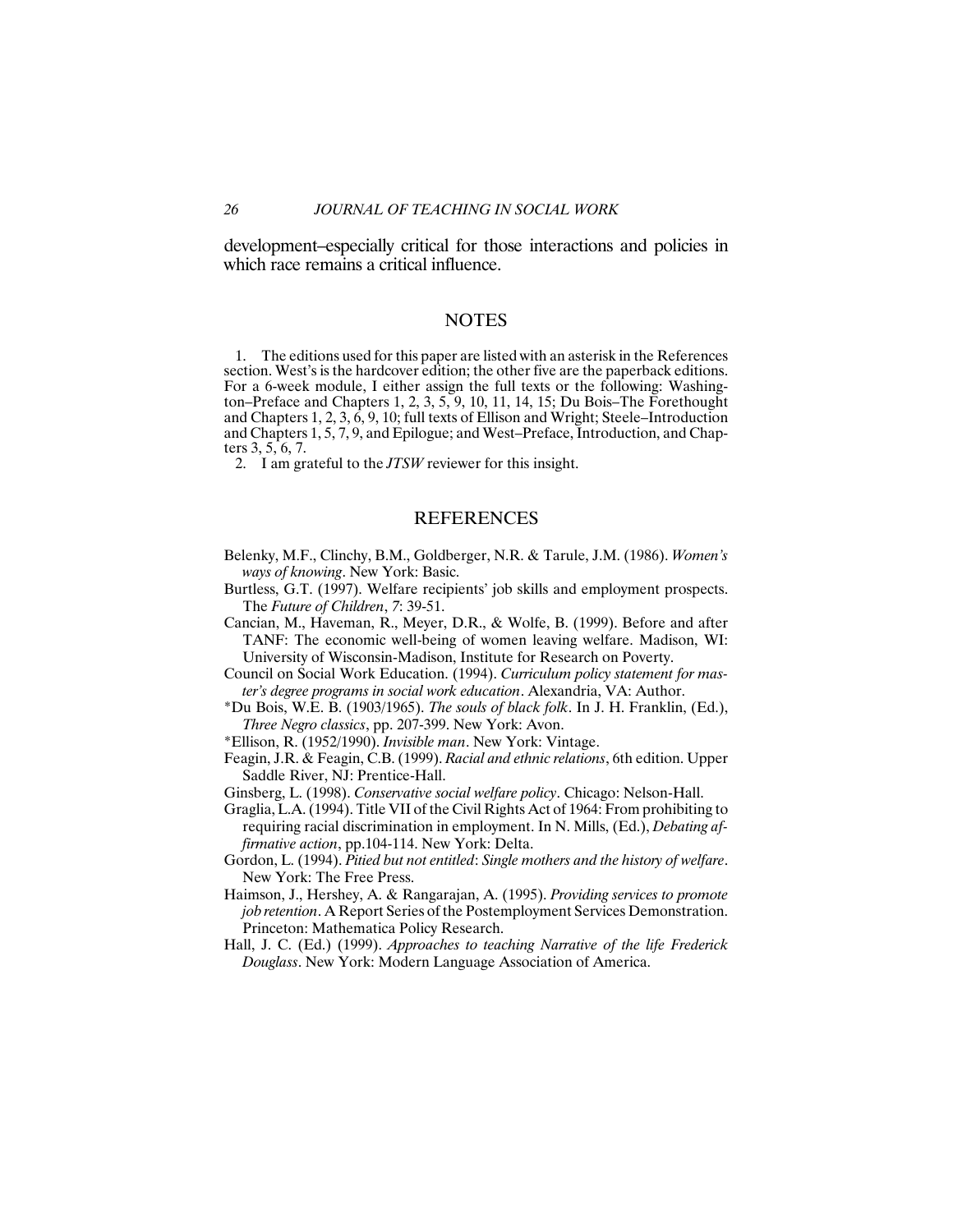development–especially critical for those interactions and policies in which race remains a critical influence.

## NOTES

1. The editions used for this paper are listed with an asterisk in the References section. West's is the hardcover edition; the other five are the paperback editions. For a 6-week module, I either assign the full texts or the following: Washington–Preface and Chapters 1, 2, 3, 5, 9, 10, 11, 14, 15; Du Bois–The Forethought and Chapters 1, 2, 3, 6, 9, 10; full texts of Ellison and Wright; Steele–Introduction and Chapters 1, 5, 7, 9, and Epilogue; and West–Preface, Introduction, and Chapters 3, 5, 6, 7.

2. I am grateful to the *JTSW* reviewer for this insight.

## REFERENCES

Belenky, M.F., Clinchy, B.M., Goldberger, N.R. & Tarule, J.M. (1986). *Women's ways of knowing*. New York: Basic.

Burtless, G.T. (1997). Welfare recipients' job skills and employment prospects. The *Future of Children*, *7*: 39-51.

Cancian, M., Haveman, R., Meyer, D.R., & Wolfe, B. (1999). Before and after TANF: The economic well-being of women leaving welfare. Madison, WI: University of Wisconsin-Madison, Institute for Research on Poverty.

Council on Social Work Education. (1994). *Curriculum policy statement for master's degree programs in social work education*. Alexandria, VA: Author.

*Du Bois, W.E. B. (1903/1965). *The souls of black folk*. In J. H. Franklin, (Ed.), *Three Negro classics*, pp. 207-399. New York: Avon.

*Ellison, R. (1952/1990). *Invisible man*. New York: Vintage.

Feagin, J.R. & Feagin, C.B. (1999). *Racial and ethnic relations*, 6th edition. Upper Saddle River, NJ: Prentice-Hall.

Ginsberg, L. (1998). *Conservative social welfare policy*. Chicago: Nelson-Hall.

Graglia, L.A. (1994). Title VII of the Civil Rights Act of 1964: From prohibiting to requiring racial discrimination in employment. In N. Mills, (Ed.), *Debating affirmative action*, pp.104-114. New York: Delta.

Gordon, L. (1994). *Pitied but not entitled*: *Single mothers and the history of welfare*. New York: The Free Press.

Haimson, J., Hershey, A. & Rangarajan, A. (1995). *Providing services to promote job retention*. A Report Series of the Postemployment Services Demonstration. Princeton: Mathematica Policy Research.

Hall, J. C. (Ed.) (1999). *Approaches to teaching Narrative of the life Frederick Douglass*. New York: Modern Language Association of America.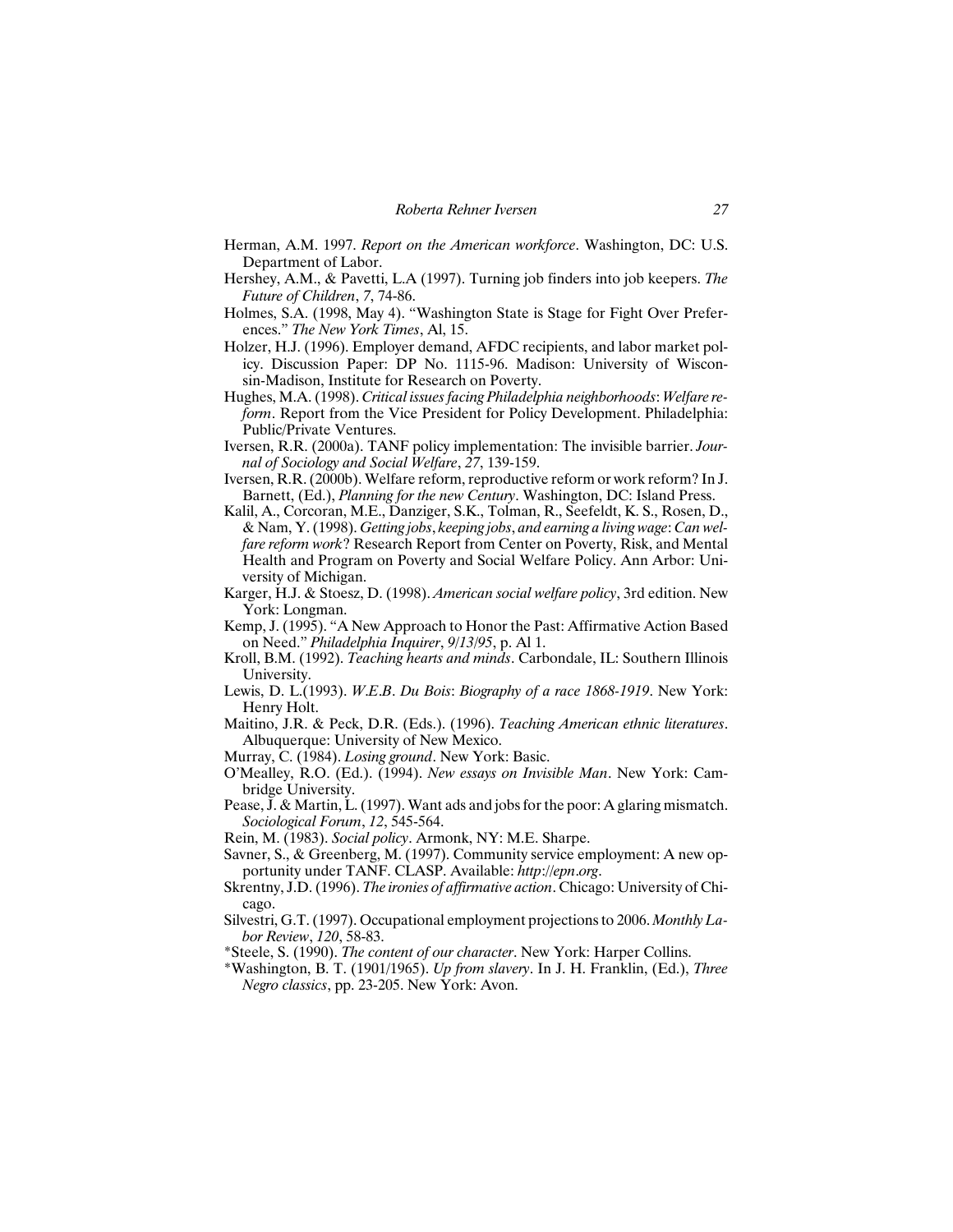Herman, A.M. 1997. *Report on the American workforce*. Washington, DC: U.S. Department of Labor.

Hershey, A.M., & Pavetti, L.A (1997). Turning job finders into job keepers. *The Future of Children*, *7*, 74-86.

Holmes, S.A. (1998, May 4). "Washington State is Stage for Fight Over Preferences." *The New York Times*, Al, 15.

Holzer, H.J. (1996). Employer demand, AFDC recipients, and labor market policy. Discussion Paper: DP No. 1115-96. Madison: University of Wisconsin-Madison, Institute for Research on Poverty.

Hughes, M.A. (1998). *Critical issues facing Philadelphia neighborhoods*: *Welfare reform*. Report from the Vice President for Policy Development. Philadelphia: Public/Private Ventures.

Iversen, R.R. (2000a). TANF policy implementation: The invisible barrier. *Journal of Sociology and Social Welfare*, *27*, 139-159.

Iversen, R.R. (2000b). Welfare reform, reproductive reform or work reform? In J. Barnett, (Ed.), *Planning for the new Century*. Washington, DC: Island Press.

Kalil, A., Corcoran, M.E., Danziger, S.K., Tolman, R., Seefeldt, K. S., Rosen, D., & Nam, Y. (1998). *Getting jobs*, *keeping jobs*, *and earning a living wage*: *Can welfare reform work*? Research Report from Center on Poverty, Risk, and Mental Health and Program on Poverty and Social Welfare Policy. Ann Arbor: University of Michigan.

Karger, H.J. & Stoesz, D. (1998). *American social welfare policy*, 3rd edition. New York: Longman.

Kemp, J. (1995). "A New Approach to Honor the Past: Affirmative Action Based on Need." *Philadelphia Inquirer*, *9/13/95*, p. Al 1.

Kroll, B.M. (1992). *Teaching hearts and minds*. Carbondale, IL: Southern Illinois University.

Lewis, D. L.(1993). *W.E.B. Du Bois*: *Biography of a race 1868-1919*. New York: Henry Holt.

Maitino, J.R. & Peck, D.R. (Eds.). (1996). *Teaching American ethnic literatures*. Albuquerque: University of New Mexico.

Murray, C. (1984). *Losing ground*. New York: Basic.

O'Mealley, R.O. (Ed.). (1994). *New essays on Invisible Man*. New York: Cambridge University.

Pease, J. & Martin, L. (1997). Want ads and jobs for the poor: A glaring mismatch. *Sociological Forum*, *12*, 545-564.

Rein, M. (1983). *Social policy*. Armonk, NY: M.E. Sharpe.

Savner, S., & Greenberg, M. (1997). Community service employment: A new opportunity under TANF. CLASP. Available: *http://epn.org*.

Skrentny, J.D. (1996). *The ironies of affirmative action*. Chicago: University of Chicago.

Silvestri, G.T. (1997). Occupational employment projections to 2006. *Monthly Labor Review*, *120*, 58-83.

*Steele, S. (1990). *The content of our character*. New York: Harper Collins.

*Washington, B. T. (1901/1965). *Up from slavery*. In J. H. Franklin, (Ed.), *Three Negro classics*, pp. 23-205. New York: Avon.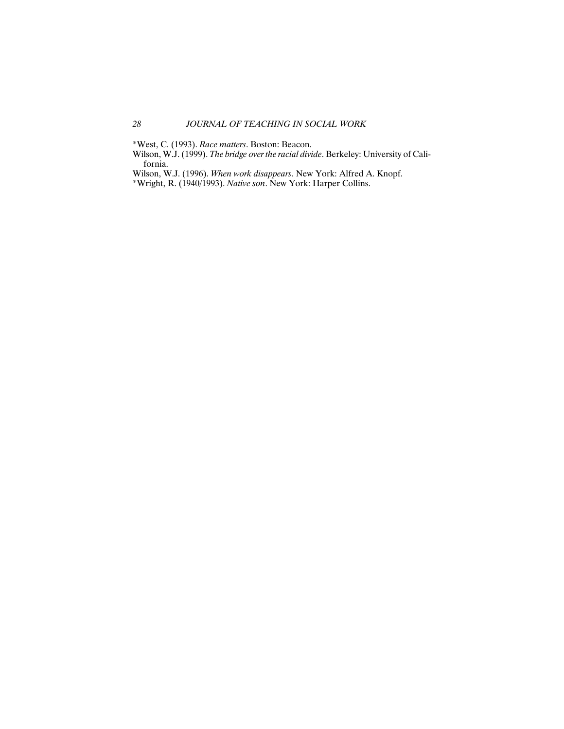*West, C. (1993). *Race matters*. Boston: Beacon.

Wilson, W.J. (1999). *The bridge over the racial divide*. Berkeley: University of California.

Wilson, W.J. (1996). *When work disappears*. New York: Alfred A. Knopf.

*Wright, R. (1940/1993). *Native son*. New York: Harper Collins.